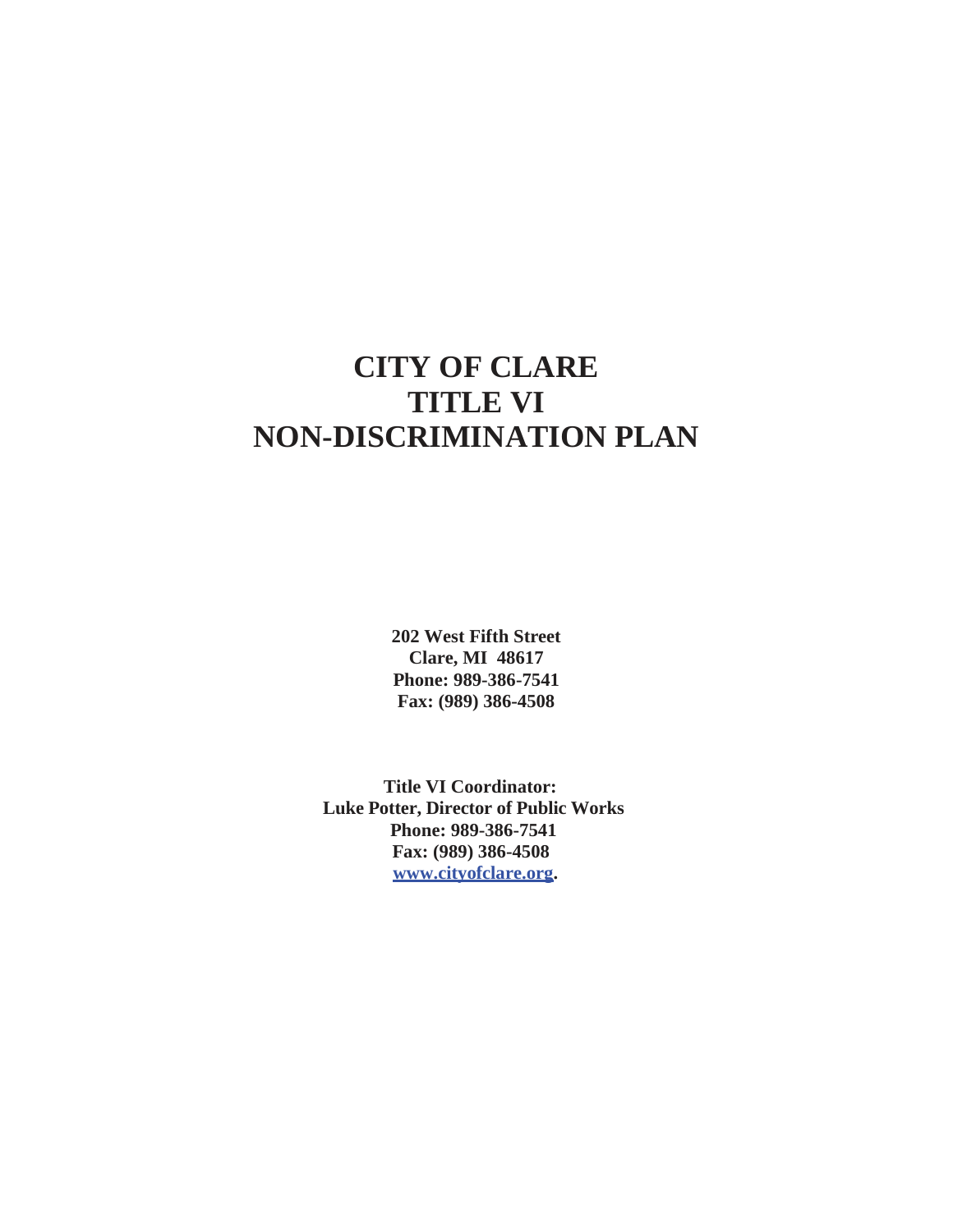# CITY OF CLARE
# TITLE VI
# NON-DISCRIMINATION PLAN

**202 West Fifth Street**
**Clare, MI 48617**
**Phone: 989-386-7541**
**Fax: (989) 386-4508**

**Title VI Coordinator:**
**Luke Potter, Director of Public Works**
**Phone: 989-386-7541**
**Fax: (989) 386-4508**
**www.cityofclare.org.**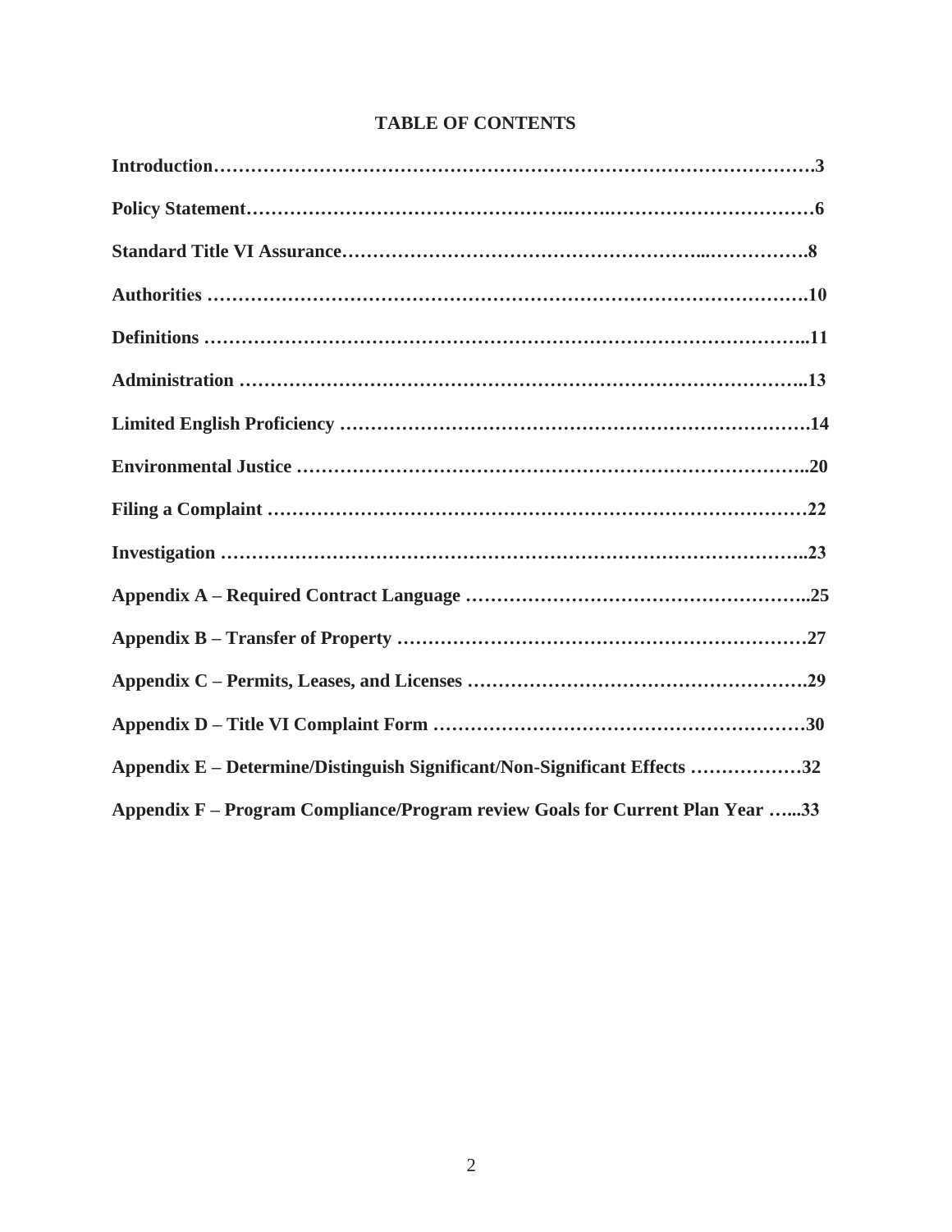# TABLE OF CONTENTS

**Introduction……………………………………………………………………………….3**

**Policy Statement………………………………………….…..………………………………6**

**Standard Title VI Assurance……………………………………………...…………….8**

**Authorities ……………………………………………………………………………….10**

**Definitions ………………………………………………………………………………..11**

**Administration …………………………………………………………………………..13**

**Limited English Proficiency ……………………………………………………………….14**

**Environmental Justice ……………………………………………………………………..20**

**Filing a Complaint ………………………………………………………………………22**

**Investigation ……………………………………………………………………………..23**

**Appendix A – Required Contract Language ………………………………………………..25**

**Appendix B – Transfer of Property …………………………………………………………27**

**Appendix C – Permits, Leases, and Licenses ……………………………………………….29**

**Appendix D – Title VI Complaint Form ……………………………………………………30**

**Appendix E – Determine/Distinguish Significant/Non-Significant Effects ………………32**

**Appendix F – Program Compliance/Program review Goals for Current Plan Year …...33**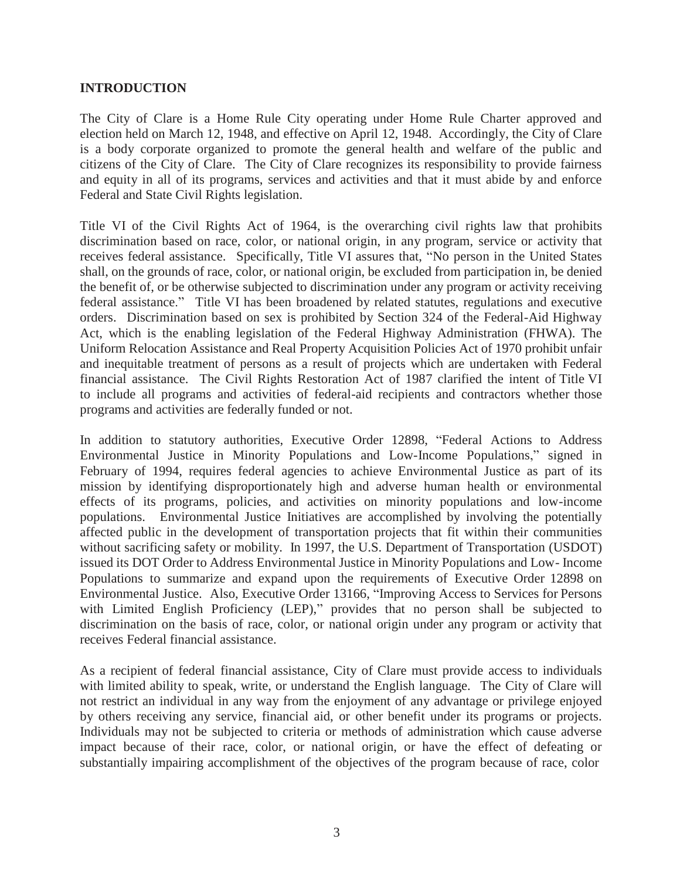## INTRODUCTION

The City of Clare is a Home Rule City operating under Home Rule Charter approved and election held on March 12, 1948, and effective on April 12, 1948. Accordingly, the City of Clare is a body corporate organized to promote the general health and welfare of the public and citizens of the City of Clare. The City of Clare recognizes its responsibility to provide fairness and equity in all of its programs, services and activities and that it must abide by and enforce Federal and State Civil Rights legislation.

Title VI of the Civil Rights Act of 1964, is the overarching civil rights law that prohibits discrimination based on race, color, or national origin, in any program, service or activity that receives federal assistance. Specifically, Title VI assures that, "No person in the United States shall, on the grounds of race, color, or national origin, be excluded from participation in, be denied the benefit of, or be otherwise subjected to discrimination under any program or activity receiving federal assistance." Title VI has been broadened by related statutes, regulations and executive orders. Discrimination based on sex is prohibited by Section 324 of the Federal-Aid Highway Act, which is the enabling legislation of the Federal Highway Administration (FHWA). The Uniform Relocation Assistance and Real Property Acquisition Policies Act of 1970 prohibit unfair and inequitable treatment of persons as a result of projects which are undertaken with Federal financial assistance. The Civil Rights Restoration Act of 1987 clarified the intent of Title VI to include all programs and activities of federal-aid recipients and contractors whether those programs and activities are federally funded or not.

In addition to statutory authorities, Executive Order 12898, "Federal Actions to Address Environmental Justice in Minority Populations and Low-Income Populations," signed in February of 1994, requires federal agencies to achieve Environmental Justice as part of its mission by identifying disproportionately high and adverse human health or environmental effects of its programs, policies, and activities on minority populations and low-income populations. Environmental Justice Initiatives are accomplished by involving the potentially affected public in the development of transportation projects that fit within their communities without sacrificing safety or mobility. In 1997, the U.S. Department of Transportation (USDOT) issued its DOT Order to Address Environmental Justice in Minority Populations and Low- Income Populations to summarize and expand upon the requirements of Executive Order 12898 on Environmental Justice. Also, Executive Order 13166, "Improving Access to Services for Persons with Limited English Proficiency (LEP)," provides that no person shall be subjected to discrimination on the basis of race, color, or national origin under any program or activity that receives Federal financial assistance.

As a recipient of federal financial assistance, City of Clare must provide access to individuals with limited ability to speak, write, or understand the English language. The City of Clare will not restrict an individual in any way from the enjoyment of any advantage or privilege enjoyed by others receiving any service, financial aid, or other benefit under its programs or projects. Individuals may not be subjected to criteria or methods of administration which cause adverse impact because of their race, color, or national origin, or have the effect of defeating or substantially impairing accomplishment of the objectives of the program because of race, color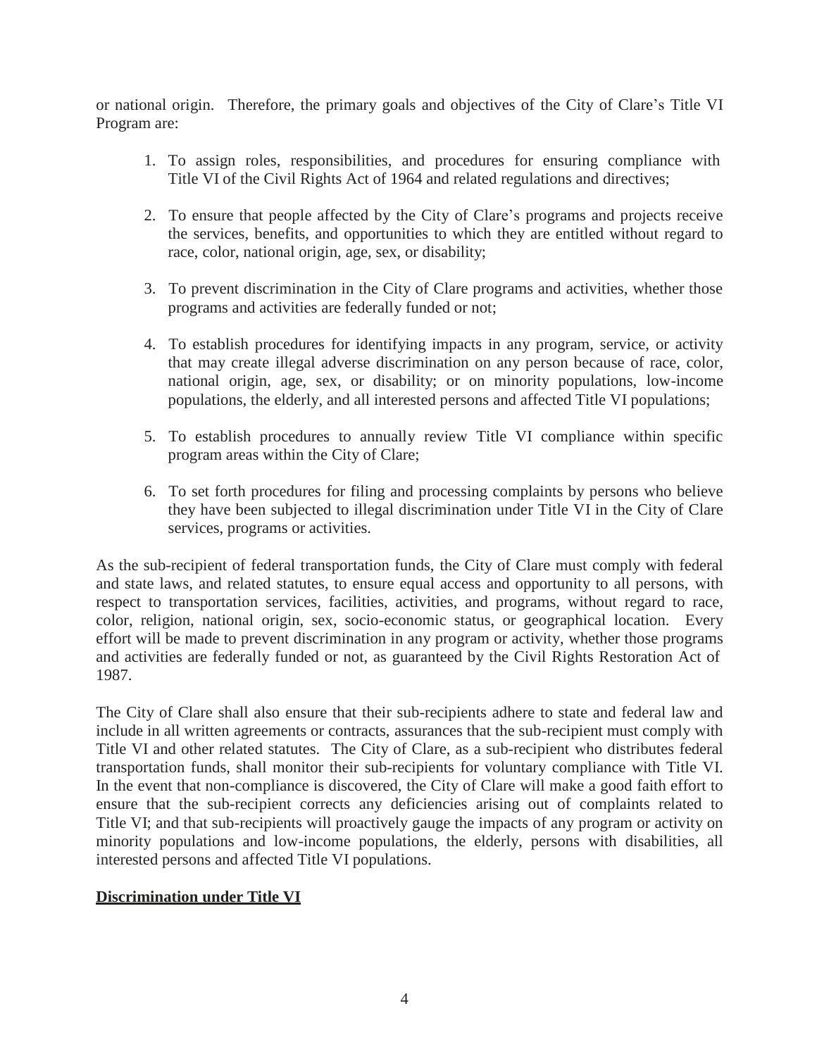or national origin. Therefore, the primary goals and objectives of the City of Clare's Title VI Program are:

1. To assign roles, responsibilities, and procedures for ensuring compliance with Title VI of the Civil Rights Act of 1964 and related regulations and directives;

2. To ensure that people affected by the City of Clare's programs and projects receive the services, benefits, and opportunities to which they are entitled without regard to race, color, national origin, age, sex, or disability;

3. To prevent discrimination in the City of Clare programs and activities, whether those programs and activities are federally funded or not;

4. To establish procedures for identifying impacts in any program, service, or activity that may create illegal adverse discrimination on any person because of race, color, national origin, age, sex, or disability; or on minority populations, low-income populations, the elderly, and all interested persons and affected Title VI populations;

5. To establish procedures to annually review Title VI compliance within specific program areas within the City of Clare;

6. To set forth procedures for filing and processing complaints by persons who believe they have been subjected to illegal discrimination under Title VI in the City of Clare services, programs or activities.

As the sub-recipient of federal transportation funds, the City of Clare must comply with federal and state laws, and related statutes, to ensure equal access and opportunity to all persons, with respect to transportation services, facilities, activities, and programs, without regard to race, color, religion, national origin, sex, socio-economic status, or geographical location. Every effort will be made to prevent discrimination in any program or activity, whether those programs and activities are federally funded or not, as guaranteed by the Civil Rights Restoration Act of 1987.

The City of Clare shall also ensure that their sub-recipients adhere to state and federal law and include in all written agreements or contracts, assurances that the sub-recipient must comply with Title VI and other related statutes. The City of Clare, as a sub-recipient who distributes federal transportation funds, shall monitor their sub-recipients for voluntary compliance with Title VI. In the event that non-compliance is discovered, the City of Clare will make a good faith effort to ensure that the sub-recipient corrects any deficiencies arising out of complaints related to Title VI; and that sub-recipients will proactively gauge the impacts of any program or activity on minority populations and low-income populations, the elderly, persons with disabilities, all interested persons and affected Title VI populations.

**Discrimination under Title VI**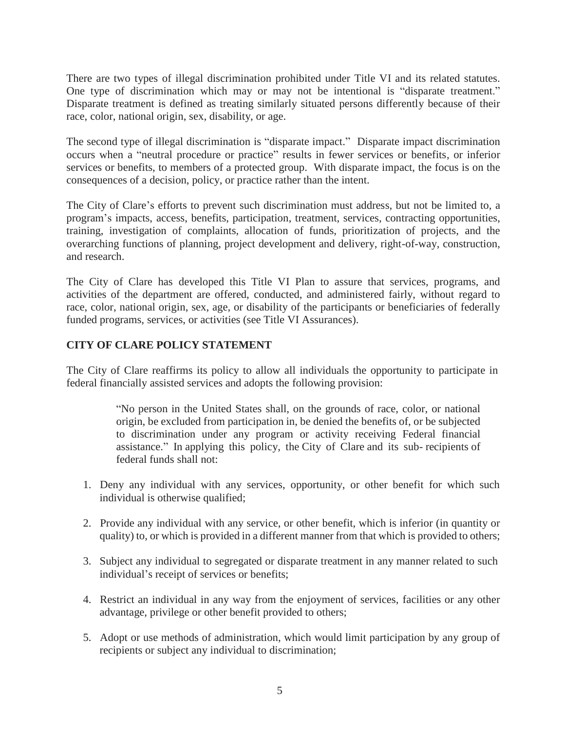There are two types of illegal discrimination prohibited under Title VI and its related statutes. One type of discrimination which may or may not be intentional is "disparate treatment." Disparate treatment is defined as treating similarly situated persons differently because of their race, color, national origin, sex, disability, or age.

The second type of illegal discrimination is "disparate impact." Disparate impact discrimination occurs when a "neutral procedure or practice" results in fewer services or benefits, or inferior services or benefits, to members of a protected group. With disparate impact, the focus is on the consequences of a decision, policy, or practice rather than the intent.

The City of Clare's efforts to prevent such discrimination must address, but not be limited to, a program's impacts, access, benefits, participation, treatment, services, contracting opportunities, training, investigation of complaints, allocation of funds, prioritization of projects, and the overarching functions of planning, project development and delivery, right-of-way, construction, and research.

The City of Clare has developed this Title VI Plan to assure that services, programs, and activities of the department are offered, conducted, and administered fairly, without regard to race, color, national origin, sex, age, or disability of the participants or beneficiaries of federally funded programs, services, or activities (see Title VI Assurances).

**CITY OF CLARE POLICY STATEMENT**

The City of Clare reaffirms its policy to allow all individuals the opportunity to participate in federal financially assisted services and adopts the following provision:

> "No person in the United States shall, on the grounds of race, color, or national origin, be excluded from participation in, be denied the benefits of, or be subjected to discrimination under any program or activity receiving Federal financial assistance." In applying this policy, the City of Clare and its sub- recipients of federal funds shall not:

1. Deny any individual with any services, opportunity, or other benefit for which such individual is otherwise qualified;

2. Provide any individual with any service, or other benefit, which is inferior (in quantity or quality) to, or which is provided in a different manner from that which is provided to others;

3. Subject any individual to segregated or disparate treatment in any manner related to such individual's receipt of services or benefits;

4. Restrict an individual in any way from the enjoyment of services, facilities or any other advantage, privilege or other benefit provided to others;

5. Adopt or use methods of administration, which would limit participation by any group of recipients or subject any individual to discrimination;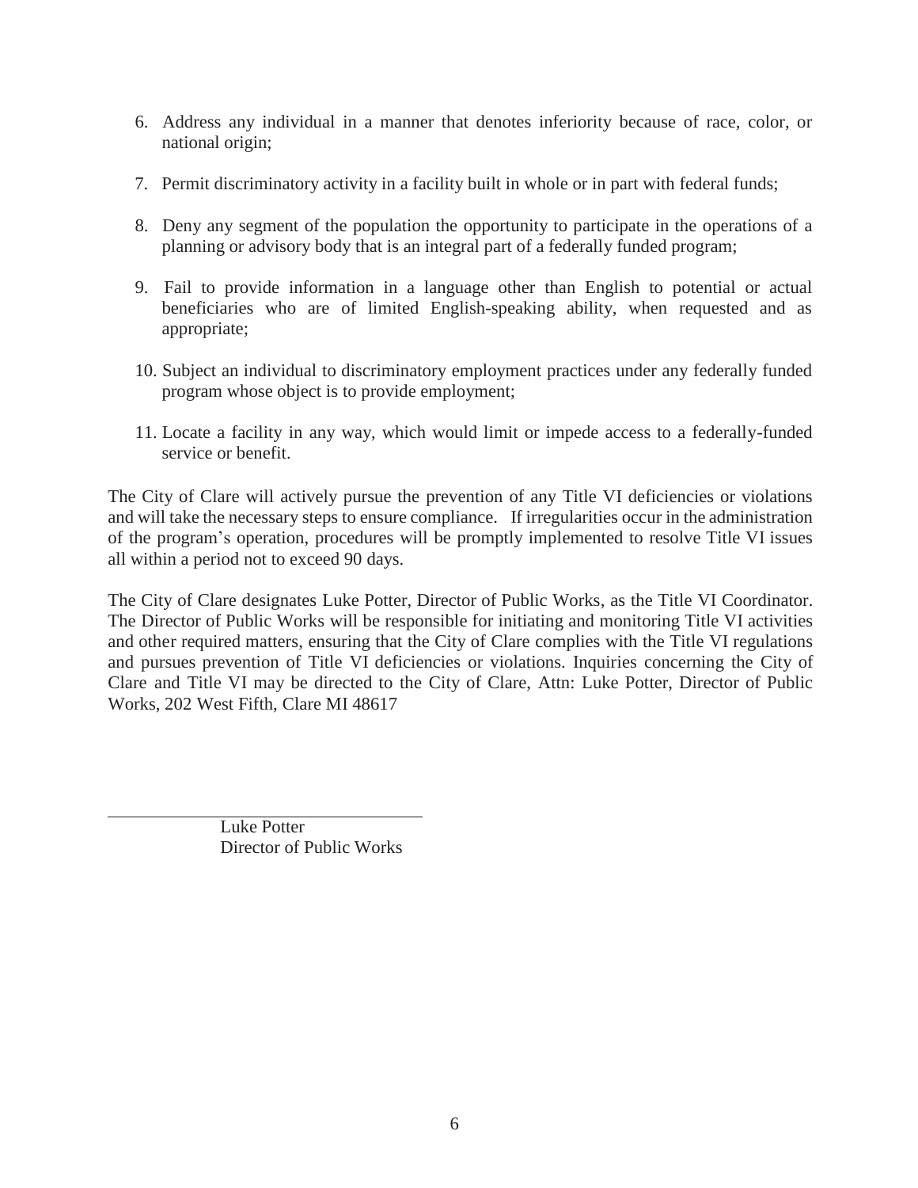6. Address any individual in a manner that denotes inferiority because of race, color, or national origin;

7. Permit discriminatory activity in a facility built in whole or in part with federal funds;

8. Deny any segment of the population the opportunity to participate in the operations of a planning or advisory body that is an integral part of a federally funded program;

9. Fail to provide information in a language other than English to potential or actual beneficiaries who are of limited English-speaking ability, when requested and as appropriate;

10. Subject an individual to discriminatory employment practices under any federally funded program whose object is to provide employment;

11. Locate a facility in any way, which would limit or impede access to a federally-funded service or benefit.

The City of Clare will actively pursue the prevention of any Title VI deficiencies or violations and will take the necessary steps to ensure compliance. If irregularities occur in the administration of the program's operation, procedures will be promptly implemented to resolve Title VI issues all within a period not to exceed 90 days.

The City of Clare designates Luke Potter, Director of Public Works, as the Title VI Coordinator. The Director of Public Works will be responsible for initiating and monitoring Title VI activities and other required matters, ensuring that the City of Clare complies with the Title VI regulations and pursues prevention of Title VI deficiencies or violations. Inquiries concerning the City of Clare and Title VI may be directed to the City of Clare, Attn: Luke Potter, Director of Public Works, 202 West Fifth, Clare MI 48617

\_\_\_\_\_\_\_\_\_\_\_\_\_\_\_\_\_\_\_\_\_\_\_\_\_\_\_\_\_\_\_\_\_\_\_\_

Luke Potter
Director of Public Works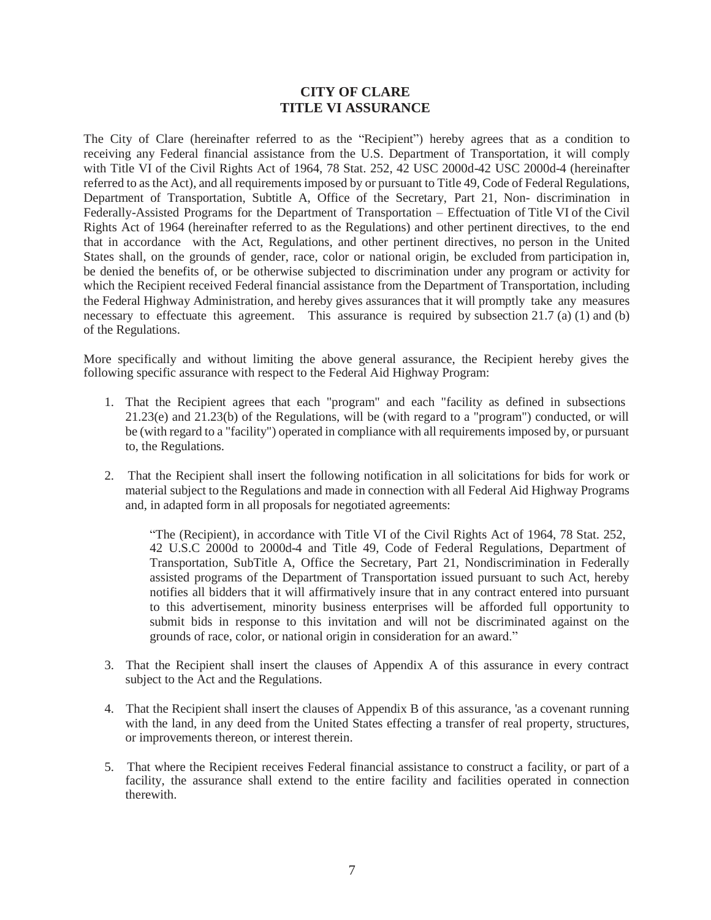# CITY OF CLARE
# TITLE VI ASSURANCE

The City of Clare (hereinafter referred to as the "Recipient") hereby agrees that as a condition to receiving any Federal financial assistance from the U.S. Department of Transportation, it will comply with Title VI of the Civil Rights Act of 1964, 78 Stat. 252, 42 USC 2000d-42 USC 2000d-4 (hereinafter referred to as the Act), and all requirements imposed by or pursuant to Title 49, Code of Federal Regulations, Department of Transportation, Subtitle A, Office of the Secretary, Part 21, Non- discrimination in Federally-Assisted Programs for the Department of Transportation – Effectuation of Title VI of the Civil Rights Act of 1964 (hereinafter referred to as the Regulations) and other pertinent directives, to the end that in accordance with the Act, Regulations, and other pertinent directives, no person in the United States shall, on the grounds of gender, race, color or national origin, be excluded from participation in, be denied the benefits of, or be otherwise subjected to discrimination under any program or activity for which the Recipient received Federal financial assistance from the Department of Transportation, including the Federal Highway Administration, and hereby gives assurances that it will promptly take any measures necessary to effectuate this agreement. This assurance is required by subsection 21.7 (a) (1) and (b) of the Regulations.

More specifically and without limiting the above general assurance, the Recipient hereby gives the following specific assurance with respect to the Federal Aid Highway Program:

1. That the Recipient agrees that each "program" and each "facility as defined in subsections 21.23(e) and 21.23(b) of the Regulations, will be (with regard to a "program") conducted, or will be (with regard to a "facility") operated in compliance with all requirements imposed by, or pursuant to, the Regulations.

2. That the Recipient shall insert the following notification in all solicitations for bids for work or material subject to the Regulations and made in connection with all Federal Aid Highway Programs and, in adapted form in all proposals for negotiated agreements:

   "The (Recipient), in accordance with Title VI of the Civil Rights Act of 1964, 78 Stat. 252, 42 U.S.C 2000d to 2000d-4 and Title 49, Code of Federal Regulations, Department of Transportation, SubTitle A, Office the Secretary, Part 21, Nondiscrimination in Federally assisted programs of the Department of Transportation issued pursuant to such Act, hereby notifies all bidders that it will affirmatively insure that in any contract entered into pursuant to this advertisement, minority business enterprises will be afforded full opportunity to submit bids in response to this invitation and will not be discriminated against on the grounds of race, color, or national origin in consideration for an award."

3. That the Recipient shall insert the clauses of Appendix A of this assurance in every contract subject to the Act and the Regulations.

4. That the Recipient shall insert the clauses of Appendix B of this assurance, 'as a covenant running with the land, in any deed from the United States effecting a transfer of real property, structures, or improvements thereon, or interest therein.

5. That where the Recipient receives Federal financial assistance to construct a facility, or part of a facility, the assurance shall extend to the entire facility and facilities operated in connection therewith.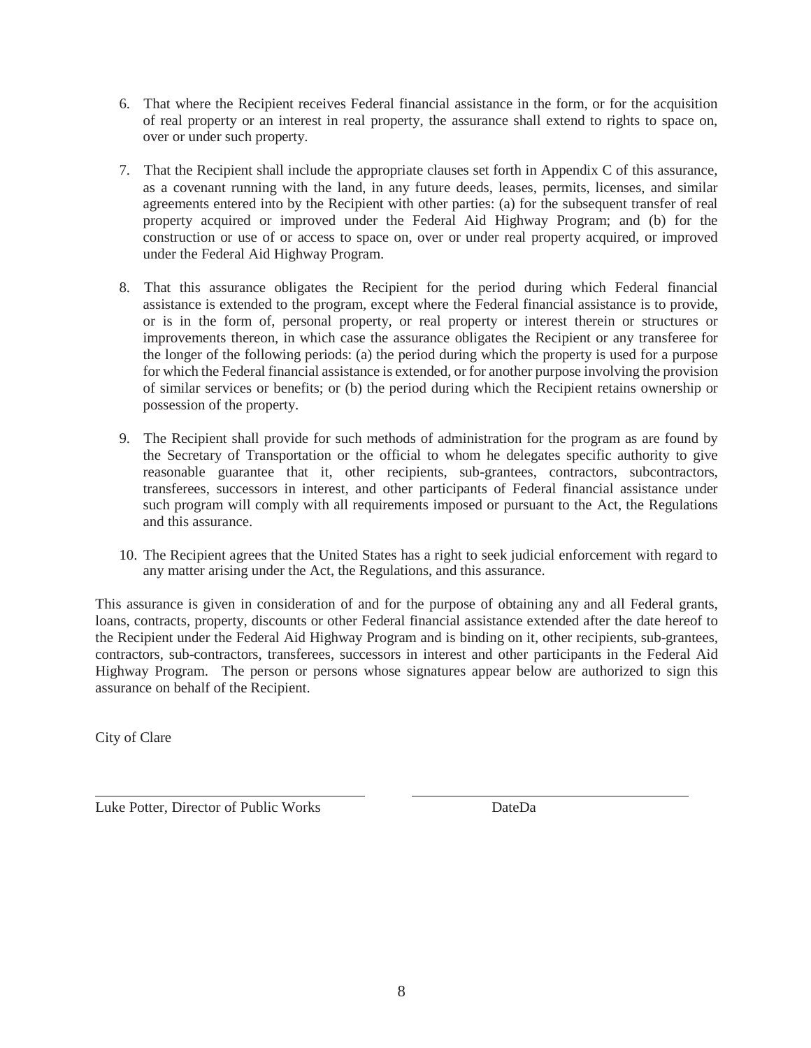6. That where the Recipient receives Federal financial assistance in the form, or for the acquisition of real property or an interest in real property, the assurance shall extend to rights to space on, over or under such property.

7. That the Recipient shall include the appropriate clauses set forth in Appendix C of this assurance, as a covenant running with the land, in any future deeds, leases, permits, licenses, and similar agreements entered into by the Recipient with other parties: (a) for the subsequent transfer of real property acquired or improved under the Federal Aid Highway Program; and (b) for the construction or use of or access to space on, over or under real property acquired, or improved under the Federal Aid Highway Program.

8. That this assurance obligates the Recipient for the period during which Federal financial assistance is extended to the program, except where the Federal financial assistance is to provide, or is in the form of, personal property, or real property or interest therein or structures or improvements thereon, in which case the assurance obligates the Recipient or any transferee for the longer of the following periods: (a) the period during which the property is used for a purpose for which the Federal financial assistance is extended, or for another purpose involving the provision of similar services or benefits; or (b) the period during which the Recipient retains ownership or possession of the property.

9. The Recipient shall provide for such methods of administration for the program as are found by the Secretary of Transportation or the official to whom he delegates specific authority to give reasonable guarantee that it, other recipients, sub-grantees, contractors, subcontractors, transferees, successors in interest, and other participants of Federal financial assistance under such program will comply with all requirements imposed or pursuant to the Act, the Regulations and this assurance.

10. The Recipient agrees that the United States has a right to seek judicial enforcement with regard to any matter arising under the Act, the Regulations, and this assurance.

This assurance is given in consideration of and for the purpose of obtaining any and all Federal grants, loans, contracts, property, discounts or other Federal financial assistance extended after the date hereof to the Recipient under the Federal Aid Highway Program and is binding on it, other recipients, sub-grantees, contractors, sub-contractors, transferees, successors in interest and other participants in the Federal Aid Highway Program. The person or persons whose signatures appear below are authorized to sign this assurance on behalf of the Recipient.

City of Clare

\_\_\_\_\_\_\_\_\_\_\_\_\_\_\_\_\_\_\_\_\_\_\_\_\_\_\_\_\_\_\_\_\_\_ \_\_\_\_\_\_\_\_\_\_\_\_\_\_\_\_\_\_\_\_\_\_\_\_\_\_\_\_\_\_\_\_\_\_

Luke Potter, Director of Public Works DateDa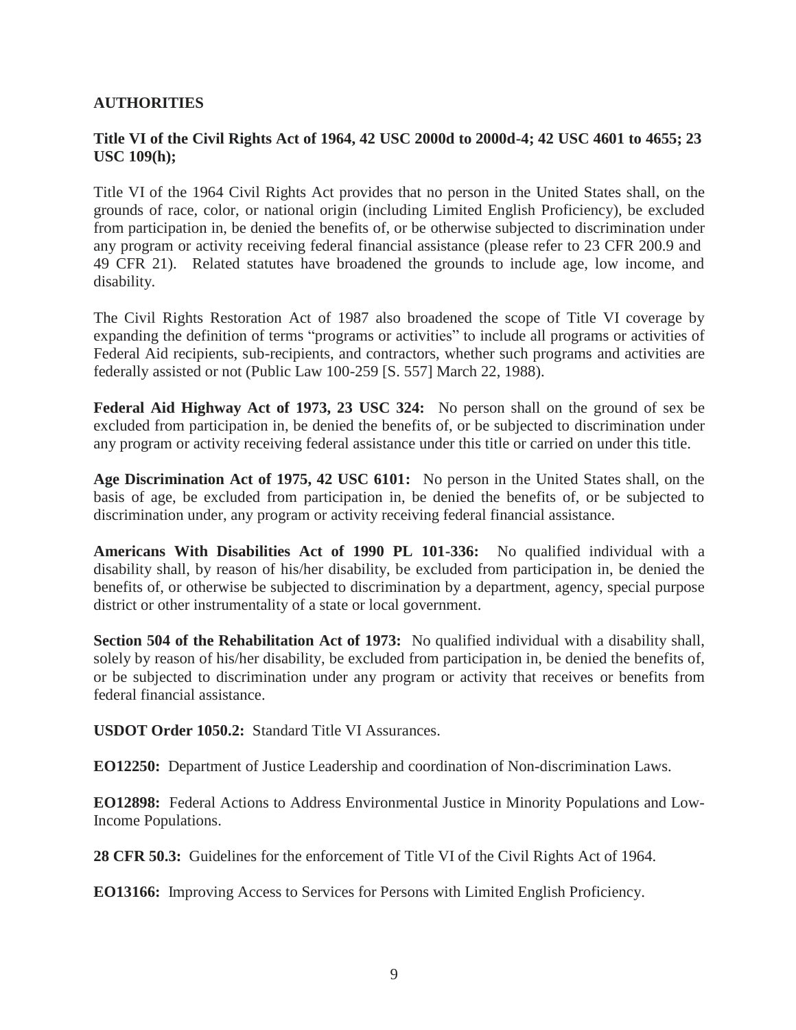## AUTHORITIES

**Title VI of the Civil Rights Act of 1964, 42 USC 2000d to 2000d-4; 42 USC 4601 to 4655; 23 USC 109(h);**

Title VI of the 1964 Civil Rights Act provides that no person in the United States shall, on the grounds of race, color, or national origin (including Limited English Proficiency), be excluded from participation in, be denied the benefits of, or be otherwise subjected to discrimination under any program or activity receiving federal financial assistance (please refer to 23 CFR 200.9 and 49 CFR 21). Related statutes have broadened the grounds to include age, low income, and disability.

The Civil Rights Restoration Act of 1987 also broadened the scope of Title VI coverage by expanding the definition of terms "programs or activities" to include all programs or activities of Federal Aid recipients, sub-recipients, and contractors, whether such programs and activities are federally assisted or not (Public Law 100-259 [S. 557] March 22, 1988).

**Federal Aid Highway Act of 1973, 23 USC 324:** No person shall on the ground of sex be excluded from participation in, be denied the benefits of, or be subjected to discrimination under any program or activity receiving federal assistance under this title or carried on under this title.

**Age Discrimination Act of 1975, 42 USC 6101:** No person in the United States shall, on the basis of age, be excluded from participation in, be denied the benefits of, or be subjected to discrimination under, any program or activity receiving federal financial assistance.

**Americans With Disabilities Act of 1990 PL 101-336:** No qualified individual with a disability shall, by reason of his/her disability, be excluded from participation in, be denied the benefits of, or otherwise be subjected to discrimination by a department, agency, special purpose district or other instrumentality of a state or local government.

**Section 504 of the Rehabilitation Act of 1973:** No qualified individual with a disability shall, solely by reason of his/her disability, be excluded from participation in, be denied the benefits of, or be subjected to discrimination under any program or activity that receives or benefits from federal financial assistance.

**USDOT Order 1050.2:** Standard Title VI Assurances.

**EO12250:** Department of Justice Leadership and coordination of Non-discrimination Laws.

**EO12898:** Federal Actions to Address Environmental Justice in Minority Populations and Low-Income Populations.

**28 CFR 50.3:** Guidelines for the enforcement of Title VI of the Civil Rights Act of 1964.

**EO13166:** Improving Access to Services for Persons with Limited English Proficiency.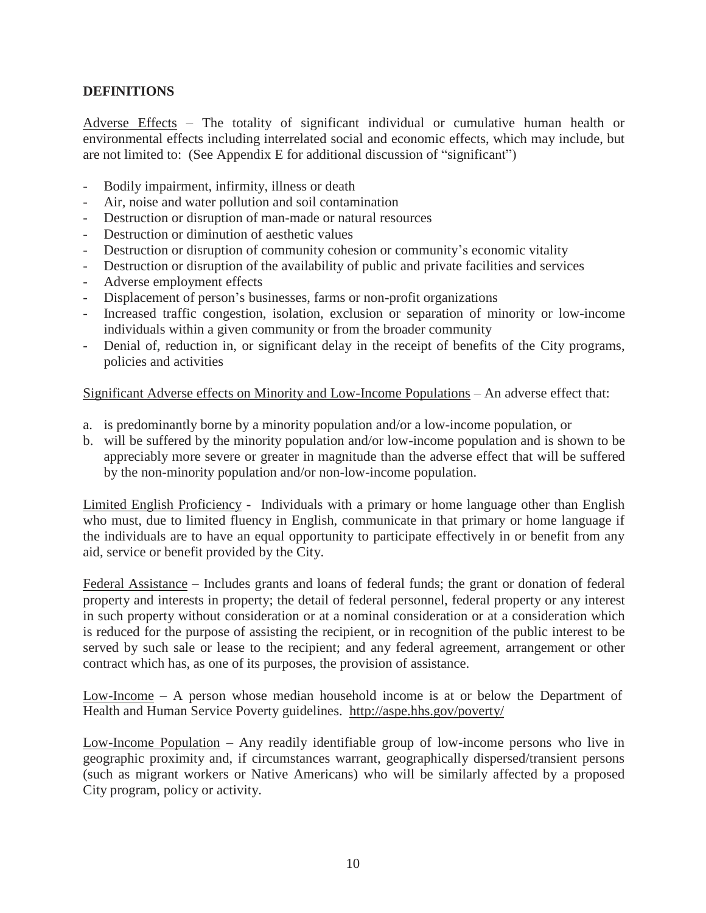**DEFINITIONS**

Adverse Effects – The totality of significant individual or cumulative human health or environmental effects including interrelated social and economic effects, which may include, but are not limited to: (See Appendix E for additional discussion of "significant")

- Bodily impairment, infirmity, illness or death
- Air, noise and water pollution and soil contamination
- Destruction or disruption of man-made or natural resources
- Destruction or diminution of aesthetic values
- Destruction or disruption of community cohesion or community's economic vitality
- Destruction or disruption of the availability of public and private facilities and services
- Adverse employment effects
- Displacement of person's businesses, farms or non-profit organizations
- Increased traffic congestion, isolation, exclusion or separation of minority or low-income individuals within a given community or from the broader community
- Denial of, reduction in, or significant delay in the receipt of benefits of the City programs, policies and activities

Significant Adverse effects on Minority and Low-Income Populations – An adverse effect that:

a. is predominantly borne by a minority population and/or a low-income population, or
b. will be suffered by the minority population and/or low-income population and is shown to be appreciably more severe or greater in magnitude than the adverse effect that will be suffered by the non-minority population and/or non-low-income population.

Limited English Proficiency - Individuals with a primary or home language other than English who must, due to limited fluency in English, communicate in that primary or home language if the individuals are to have an equal opportunity to participate effectively in or benefit from any aid, service or benefit provided by the City.

Federal Assistance – Includes grants and loans of federal funds; the grant or donation of federal property and interests in property; the detail of federal personnel, federal property or any interest in such property without consideration or at a nominal consideration or at a consideration which is reduced for the purpose of assisting the recipient, or in recognition of the public interest to be served by such sale or lease to the recipient; and any federal agreement, arrangement or other contract which has, as one of its purposes, the provision of assistance.

Low-Income – A person whose median household income is at or below the Department of Health and Human Service Poverty guidelines. http://aspe.hhs.gov/poverty/

Low-Income Population – Any readily identifiable group of low-income persons who live in geographic proximity and, if circumstances warrant, geographically dispersed/transient persons (such as migrant workers or Native Americans) who will be similarly affected by a proposed City program, policy or activity.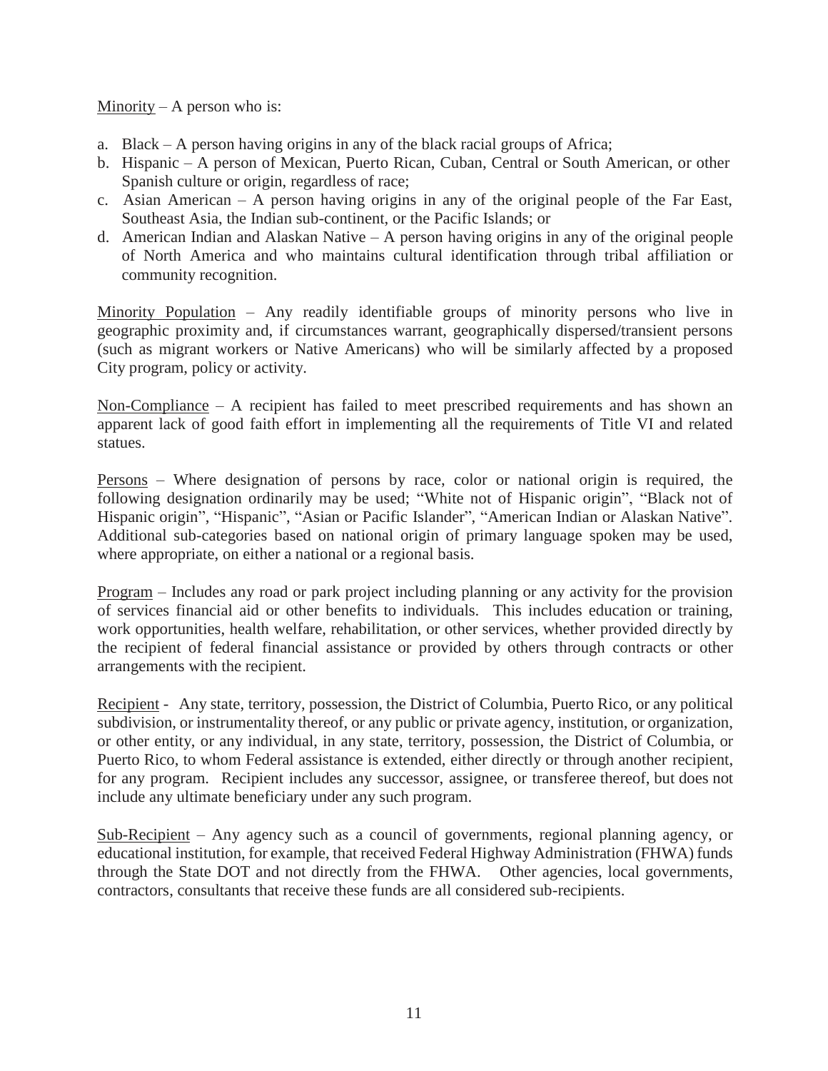Minority – A person who is:

a. Black – A person having origins in any of the black racial groups of Africa;
b. Hispanic – A person of Mexican, Puerto Rican, Cuban, Central or South American, or other Spanish culture or origin, regardless of race;
c. Asian American – A person having origins in any of the original people of the Far East, Southeast Asia, the Indian sub-continent, or the Pacific Islands; or
d. American Indian and Alaskan Native – A person having origins in any of the original people of North America and who maintains cultural identification through tribal affiliation or community recognition.

Minority Population – Any readily identifiable groups of minority persons who live in geographic proximity and, if circumstances warrant, geographically dispersed/transient persons (such as migrant workers or Native Americans) who will be similarly affected by a proposed City program, policy or activity.

Non-Compliance – A recipient has failed to meet prescribed requirements and has shown an apparent lack of good faith effort in implementing all the requirements of Title VI and related statues.

Persons – Where designation of persons by race, color or national origin is required, the following designation ordinarily may be used; “White not of Hispanic origin”, “Black not of Hispanic origin”, “Hispanic”, “Asian or Pacific Islander”, “American Indian or Alaskan Native”. Additional sub-categories based on national origin of primary language spoken may be used, where appropriate, on either a national or a regional basis.

Program – Includes any road or park project including planning or any activity for the provision of services financial aid or other benefits to individuals. This includes education or training, work opportunities, health welfare, rehabilitation, or other services, whether provided directly by the recipient of federal financial assistance or provided by others through contracts or other arrangements with the recipient.

Recipient - Any state, territory, possession, the District of Columbia, Puerto Rico, or any political subdivision, or instrumentality thereof, or any public or private agency, institution, or organization, or other entity, or any individual, in any state, territory, possession, the District of Columbia, or Puerto Rico, to whom Federal assistance is extended, either directly or through another recipient, for any program. Recipient includes any successor, assignee, or transferee thereof, but does not include any ultimate beneficiary under any such program.

Sub-Recipient – Any agency such as a council of governments, regional planning agency, or educational institution, for example, that received Federal Highway Administration (FHWA) funds through the State DOT and not directly from the FHWA. Other agencies, local governments, contractors, consultants that receive these funds are all considered sub-recipients.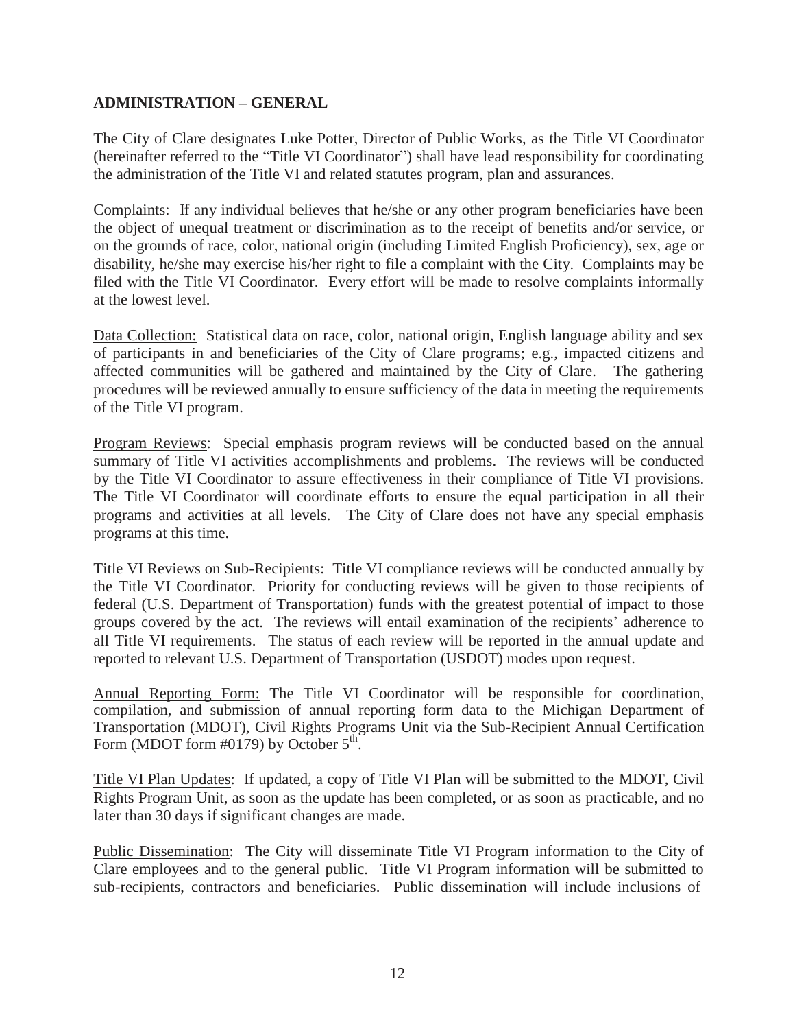**ADMINISTRATION – GENERAL**

The City of Clare designates Luke Potter, Director of Public Works, as the Title VI Coordinator (hereinafter referred to the "Title VI Coordinator") shall have lead responsibility for coordinating the administration of the Title VI and related statutes program, plan and assurances.

Complaints: If any individual believes that he/she or any other program beneficiaries have been the object of unequal treatment or discrimination as to the receipt of benefits and/or service, or on the grounds of race, color, national origin (including Limited English Proficiency), sex, age or disability, he/she may exercise his/her right to file a complaint with the City. Complaints may be filed with the Title VI Coordinator. Every effort will be made to resolve complaints informally at the lowest level.

Data Collection: Statistical data on race, color, national origin, English language ability and sex of participants in and beneficiaries of the City of Clare programs; e.g., impacted citizens and affected communities will be gathered and maintained by the City of Clare. The gathering procedures will be reviewed annually to ensure sufficiency of the data in meeting the requirements of the Title VI program.

Program Reviews: Special emphasis program reviews will be conducted based on the annual summary of Title VI activities accomplishments and problems. The reviews will be conducted by the Title VI Coordinator to assure effectiveness in their compliance of Title VI provisions. The Title VI Coordinator will coordinate efforts to ensure the equal participation in all their programs and activities at all levels. The City of Clare does not have any special emphasis programs at this time.

Title VI Reviews on Sub-Recipients: Title VI compliance reviews will be conducted annually by the Title VI Coordinator. Priority for conducting reviews will be given to those recipients of federal (U.S. Department of Transportation) funds with the greatest potential of impact to those groups covered by the act. The reviews will entail examination of the recipients' adherence to all Title VI requirements. The status of each review will be reported in the annual update and reported to relevant U.S. Department of Transportation (USDOT) modes upon request.

Annual Reporting Form: The Title VI Coordinator will be responsible for coordination, compilation, and submission of annual reporting form data to the Michigan Department of Transportation (MDOT), Civil Rights Programs Unit via the Sub-Recipient Annual Certification Form (MDOT form #0179) by October 5th.

Title VI Plan Updates: If updated, a copy of Title VI Plan will be submitted to the MDOT, Civil Rights Program Unit, as soon as the update has been completed, or as soon as practicable, and no later than 30 days if significant changes are made.

Public Dissemination: The City will disseminate Title VI Program information to the City of Clare employees and to the general public. Title VI Program information will be submitted to sub-recipients, contractors and beneficiaries. Public dissemination will include inclusions of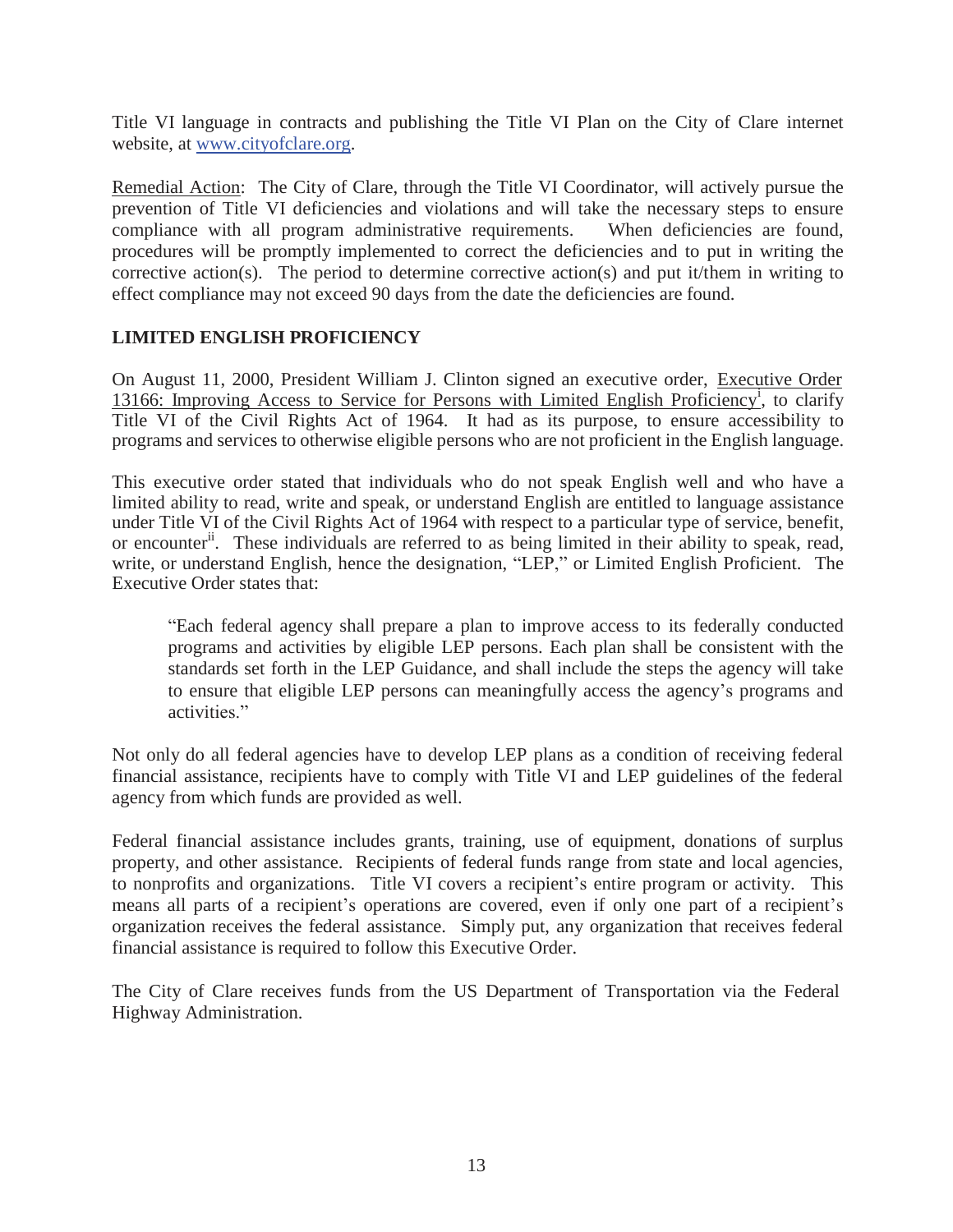Title VI language in contracts and publishing the Title VI Plan on the City of Clare internet website, at www.cityofclare.org.

Remedial Action: The City of Clare, through the Title VI Coordinator, will actively pursue the prevention of Title VI deficiencies and violations and will take the necessary steps to ensure compliance with all program administrative requirements. When deficiencies are found, procedures will be promptly implemented to correct the deficiencies and to put in writing the corrective action(s). The period to determine corrective action(s) and put it/them in writing to effect compliance may not exceed 90 days from the date the deficiencies are found.

## LIMITED ENGLISH PROFICIENCY

On August 11, 2000, President William J. Clinton signed an executive order, Executive Order 13166: Improving Access to Service for Persons with Limited English Proficiency[i], to clarify Title VI of the Civil Rights Act of 1964. It had as its purpose, to ensure accessibility to programs and services to otherwise eligible persons who are not proficient in the English language.

This executive order stated that individuals who do not speak English well and who have a limited ability to read, write and speak, or understand English are entitled to language assistance under Title VI of the Civil Rights Act of 1964 with respect to a particular type of service, benefit, or encounter[ii]. These individuals are referred to as being limited in their ability to speak, read, write, or understand English, hence the designation, "LEP," or Limited English Proficient. The Executive Order states that:

> "Each federal agency shall prepare a plan to improve access to its federally conducted programs and activities by eligible LEP persons. Each plan shall be consistent with the standards set forth in the LEP Guidance, and shall include the steps the agency will take to ensure that eligible LEP persons can meaningfully access the agency's programs and activities."

Not only do all federal agencies have to develop LEP plans as a condition of receiving federal financial assistance, recipients have to comply with Title VI and LEP guidelines of the federal agency from which funds are provided as well.

Federal financial assistance includes grants, training, use of equipment, donations of surplus property, and other assistance. Recipients of federal funds range from state and local agencies, to nonprofits and organizations. Title VI covers a recipient's entire program or activity. This means all parts of a recipient's operations are covered, even if only one part of a recipient's organization receives the federal assistance. Simply put, any organization that receives federal financial assistance is required to follow this Executive Order.

The City of Clare receives funds from the US Department of Transportation via the Federal Highway Administration.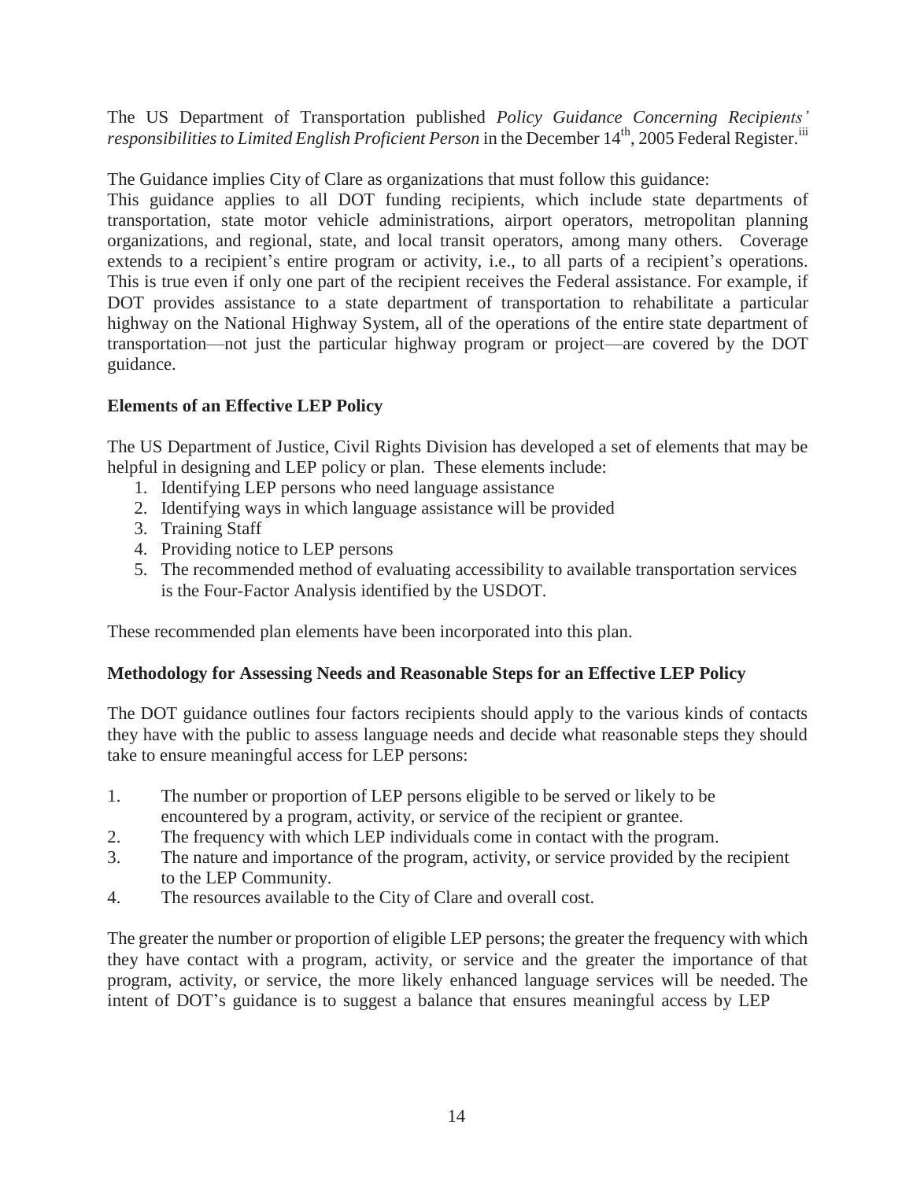The US Department of Transportation published *Policy Guidance Concerning Recipients' responsibilities to Limited English Proficient Person* in the December 14th, 2005 Federal Register.[iii]

The Guidance implies City of Clare as organizations that must follow this guidance:
This guidance applies to all DOT funding recipients, which include state departments of transportation, state motor vehicle administrations, airport operators, metropolitan planning organizations, and regional, state, and local transit operators, among many others. Coverage extends to a recipient's entire program or activity, i.e., to all parts of a recipient's operations. This is true even if only one part of the recipient receives the Federal assistance. For example, if DOT provides assistance to a state department of transportation to rehabilitate a particular highway on the National Highway System, all of the operations of the entire state department of transportation—not just the particular highway program or project—are covered by the DOT guidance.

**Elements of an Effective LEP Policy**

The US Department of Justice, Civil Rights Division has developed a set of elements that may be helpful in designing and LEP policy or plan. These elements include:

1. Identifying LEP persons who need language assistance
2. Identifying ways in which language assistance will be provided
3. Training Staff
4. Providing notice to LEP persons
5. The recommended method of evaluating accessibility to available transportation services is the Four-Factor Analysis identified by the USDOT.

These recommended plan elements have been incorporated into this plan.

**Methodology for Assessing Needs and Reasonable Steps for an Effective LEP Policy**

The DOT guidance outlines four factors recipients should apply to the various kinds of contacts they have with the public to assess language needs and decide what reasonable steps they should take to ensure meaningful access for LEP persons:

1. The number or proportion of LEP persons eligible to be served or likely to be encountered by a program, activity, or service of the recipient or grantee.
2. The frequency with which LEP individuals come in contact with the program.
3. The nature and importance of the program, activity, or service provided by the recipient to the LEP Community.
4. The resources available to the City of Clare and overall cost.

The greater the number or proportion of eligible LEP persons; the greater the frequency with which they have contact with a program, activity, or service and the greater the importance of that program, activity, or service, the more likely enhanced language services will be needed. The intent of DOT's guidance is to suggest a balance that ensures meaningful access by LEP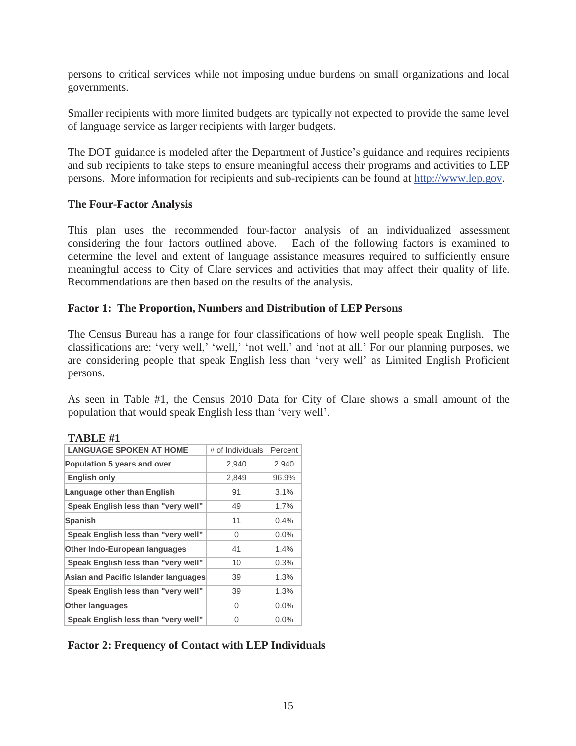persons to critical services while not imposing undue burdens on small organizations and local governments.

Smaller recipients with more limited budgets are typically not expected to provide the same level of language service as larger recipients with larger budgets.

The DOT guidance is modeled after the Department of Justice's guidance and requires recipients and sub recipients to take steps to ensure meaningful access their programs and activities to LEP persons. More information for recipients and sub-recipients can be found at http://www.lep.gov.

**The Four-Factor Analysis**

This plan uses the recommended four-factor analysis of an individualized assessment considering the four factors outlined above. Each of the following factors is examined to determine the level and extent of language assistance measures required to sufficiently ensure meaningful access to City of Clare services and activities that may affect their quality of life. Recommendations are then based on the results of the analysis.

**Factor 1: The Proportion, Numbers and Distribution of LEP Persons**

The Census Bureau has a range for four classifications of how well people speak English. The classifications are: 'very well,' 'well,' 'not well,' and 'not at all.' For our planning purposes, we are considering people that speak English less than 'very well' as Limited English Proficient persons.

As seen in Table #1, the Census 2010 Data for City of Clare shows a small amount of the population that would speak English less than 'very well'.

**TABLE #1**

| LANGUAGE SPOKEN AT HOME | # of Individuals | Percent |
|---|---|---|
| Population 5 years and over | 2,940 | 2,940 |
| English only | 2,849 | 96.9% |
| Language other than English | 91 | 3.1% |
| Speak English less than "very well" | 49 | 1.7% |
| Spanish | 11 | 0.4% |
| Speak English less than "very well" | 0 | 0.0% |
| Other Indo-European languages | 41 | 1.4% |
| Speak English less than "very well" | 10 | 0.3% |
| Asian and Pacific Islander languages | 39 | 1.3% |
| Speak English less than "very well" | 39 | 1.3% |
| Other languages | 0 | 0.0% |
| Speak English less than "very well" | 0 | 0.0% |

**Factor 2: Frequency of Contact with LEP Individuals**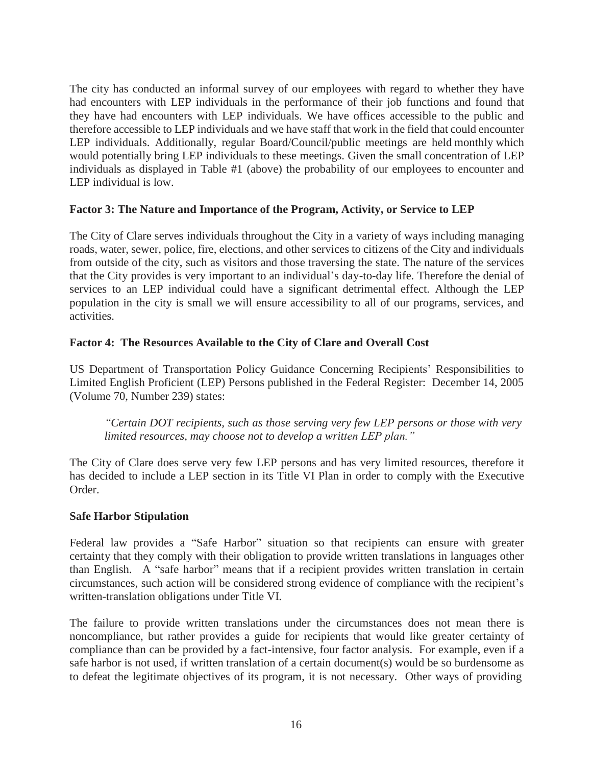The city has conducted an informal survey of our employees with regard to whether they have had encounters with LEP individuals in the performance of their job functions and found that they have had encounters with LEP individuals. We have offices accessible to the public and therefore accessible to LEP individuals and we have staff that work in the field that could encounter LEP individuals. Additionally, regular Board/Council/public meetings are held monthly which would potentially bring LEP individuals to these meetings. Given the small concentration of LEP individuals as displayed in Table #1 (above) the probability of our employees to encounter and LEP individual is low.

**Factor 3: The Nature and Importance of the Program, Activity, or Service to LEP**

The City of Clare serves individuals throughout the City in a variety of ways including managing roads, water, sewer, police, fire, elections, and other services to citizens of the City and individuals from outside of the city, such as visitors and those traversing the state. The nature of the services that the City provides is very important to an individual's day-to-day life. Therefore the denial of services to an LEP individual could have a significant detrimental effect. Although the LEP population in the city is small we will ensure accessibility to all of our programs, services, and activities.

**Factor 4: The Resources Available to the City of Clare and Overall Cost**

US Department of Transportation Policy Guidance Concerning Recipients' Responsibilities to Limited English Proficient (LEP) Persons published in the Federal Register: December 14, 2005 (Volume 70, Number 239) states:

> *"Certain DOT recipients, such as those serving very few LEP persons or those with very limited resources, may choose not to develop a written LEP plan."*

The City of Clare does serve very few LEP persons and has very limited resources, therefore it has decided to include a LEP section in its Title VI Plan in order to comply with the Executive Order.

**Safe Harbor Stipulation**

Federal law provides a "Safe Harbor" situation so that recipients can ensure with greater certainty that they comply with their obligation to provide written translations in languages other than English. A "safe harbor" means that if a recipient provides written translation in certain circumstances, such action will be considered strong evidence of compliance with the recipient's written-translation obligations under Title VI.

The failure to provide written translations under the circumstances does not mean there is noncompliance, but rather provides a guide for recipients that would like greater certainty of compliance than can be provided by a fact-intensive, four factor analysis. For example, even if a safe harbor is not used, if written translation of a certain document(s) would be so burdensome as to defeat the legitimate objectives of its program, it is not necessary. Other ways of providing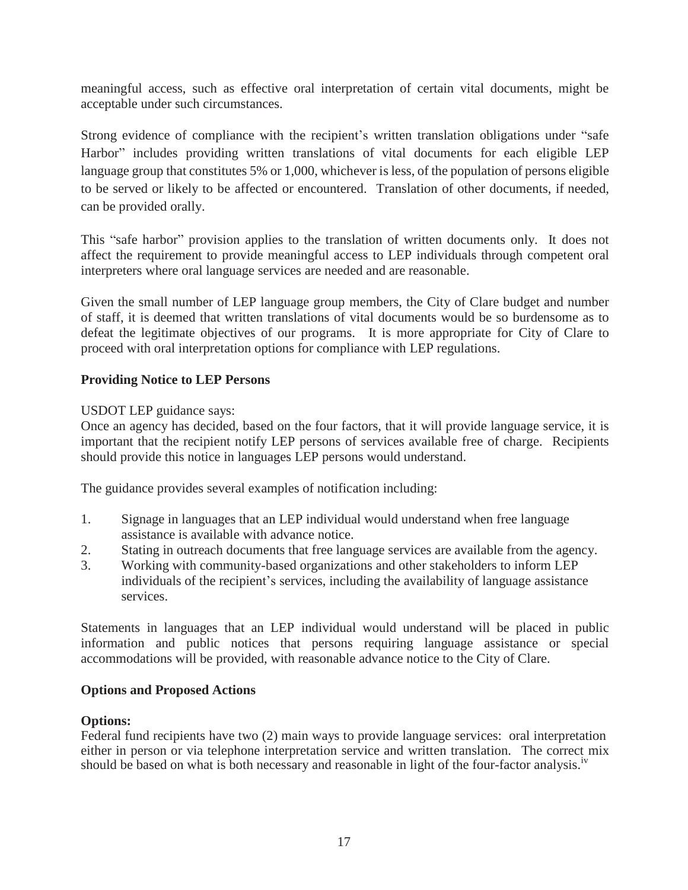meaningful access, such as effective oral interpretation of certain vital documents, might be acceptable under such circumstances.

Strong evidence of compliance with the recipient's written translation obligations under "safe Harbor" includes providing written translations of vital documents for each eligible LEP language group that constitutes 5% or 1,000, whichever is less, of the population of persons eligible to be served or likely to be affected or encountered. Translation of other documents, if needed, can be provided orally.

This "safe harbor" provision applies to the translation of written documents only. It does not affect the requirement to provide meaningful access to LEP individuals through competent oral interpreters where oral language services are needed and are reasonable.

Given the small number of LEP language group members, the City of Clare budget and number of staff, it is deemed that written translations of vital documents would be so burdensome as to defeat the legitimate objectives of our programs. It is more appropriate for City of Clare to proceed with oral interpretation options for compliance with LEP regulations.

**Providing Notice to LEP Persons**

USDOT LEP guidance says:
Once an agency has decided, based on the four factors, that it will provide language service, it is important that the recipient notify LEP persons of services available free of charge. Recipients should provide this notice in languages LEP persons would understand.

The guidance provides several examples of notification including:

1. Signage in languages that an LEP individual would understand when free language assistance is available with advance notice.
2. Stating in outreach documents that free language services are available from the agency.
3. Working with community-based organizations and other stakeholders to inform LEP individuals of the recipient's services, including the availability of language assistance services.

Statements in languages that an LEP individual would understand will be placed in public information and public notices that persons requiring language assistance or special accommodations will be provided, with reasonable advance notice to the City of Clare.

**Options and Proposed Actions**

**Options:**
Federal fund recipients have two (2) main ways to provide language services: oral interpretation either in person or via telephone interpretation service and written translation. The correct mix should be based on what is both necessary and reasonable in light of the four-factor analysis.[iv]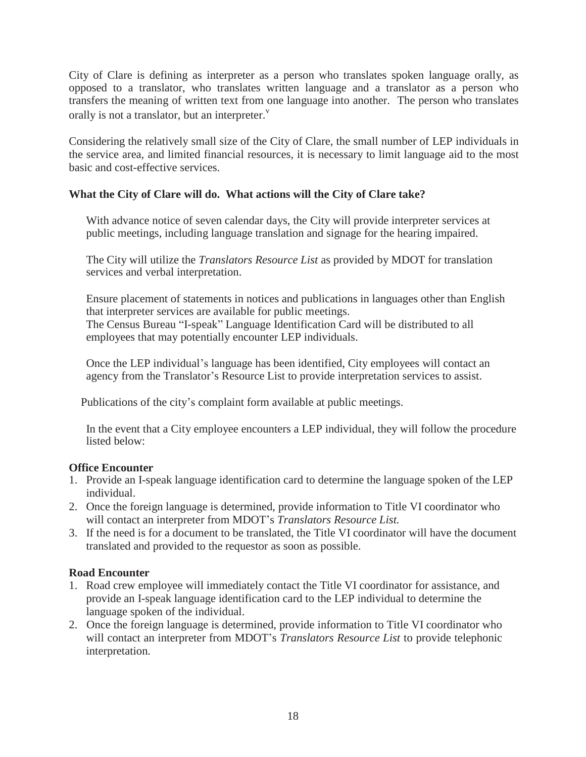City of Clare is defining as interpreter as a person who translates spoken language orally, as opposed to a translator, who translates written language and a translator as a person who transfers the meaning of written text from one language into another. The person who translates orally is not a translator, but an interpreter.[v]

Considering the relatively small size of the City of Clare, the small number of LEP individuals in the service area, and limited financial resources, it is necessary to limit language aid to the most basic and cost-effective services.

**What the City of Clare will do. What actions will the City of Clare take?**

With advance notice of seven calendar days, the City will provide interpreter services at public meetings, including language translation and signage for the hearing impaired.

The City will utilize the *Translators Resource List* as provided by MDOT for translation services and verbal interpretation.

Ensure placement of statements in notices and publications in languages other than English that interpreter services are available for public meetings.
The Census Bureau "I-speak" Language Identification Card will be distributed to all employees that may potentially encounter LEP individuals.

Once the LEP individual's language has been identified, City employees will contact an agency from the Translator's Resource List to provide interpretation services to assist.

Publications of the city's complaint form available at public meetings.

In the event that a City employee encounters a LEP individual, they will follow the procedure listed below:

**Office Encounter**

1. Provide an I-speak language identification card to determine the language spoken of the LEP individual.
2. Once the foreign language is determined, provide information to Title VI coordinator who will contact an interpreter from MDOT's *Translators Resource List.*
3. If the need is for a document to be translated, the Title VI coordinator will have the document translated and provided to the requestor as soon as possible.

**Road Encounter**

1. Road crew employee will immediately contact the Title VI coordinator for assistance, and provide an I-speak language identification card to the LEP individual to determine the language spoken of the individual.
2. Once the foreign language is determined, provide information to Title VI coordinator who will contact an interpreter from MDOT's *Translators Resource List* to provide telephonic interpretation.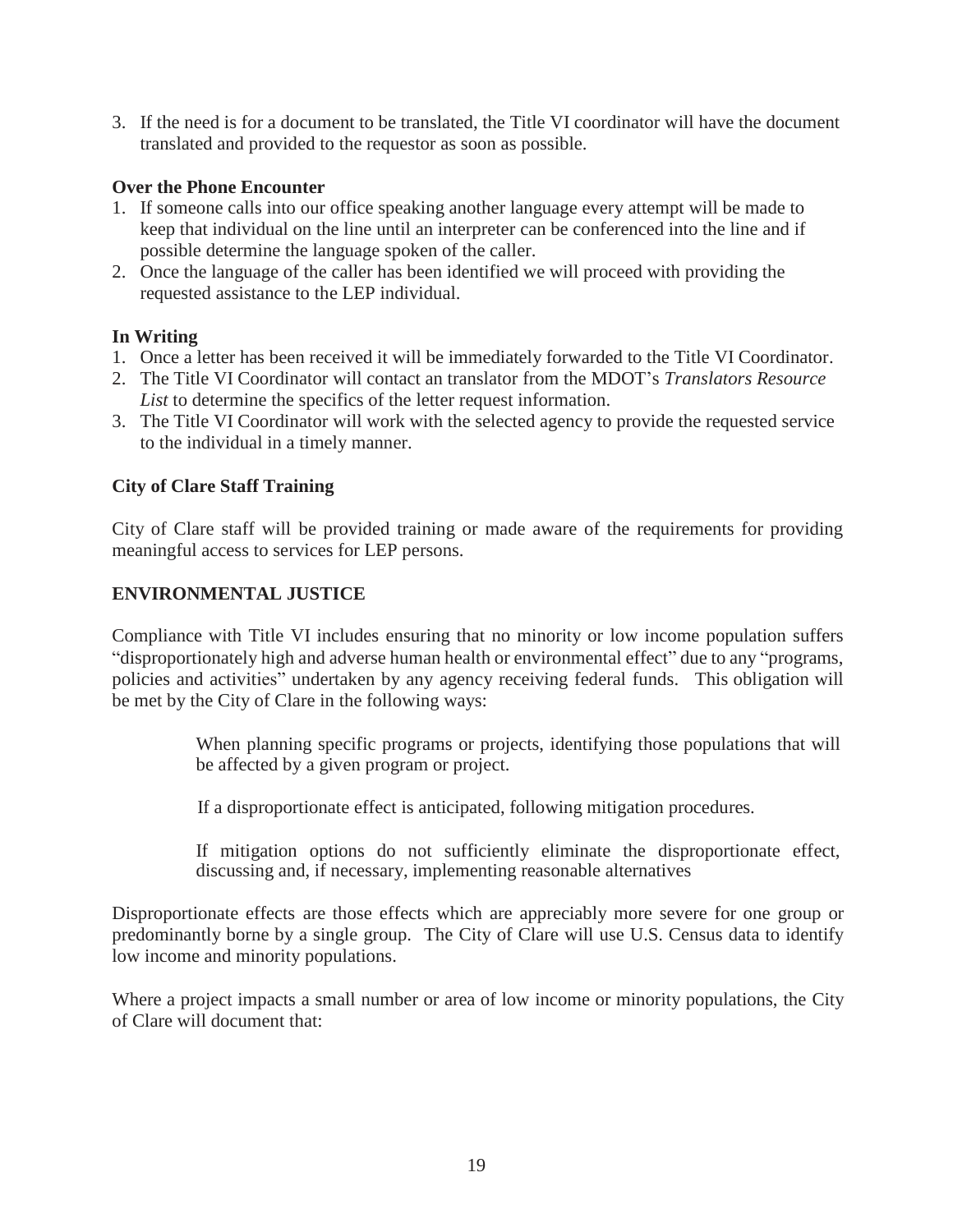3. If the need is for a document to be translated, the Title VI coordinator will have the document translated and provided to the requestor as soon as possible.

**Over the Phone Encounter**

1. If someone calls into our office speaking another language every attempt will be made to keep that individual on the line until an interpreter can be conferenced into the line and if possible determine the language spoken of the caller.
2. Once the language of the caller has been identified we will proceed with providing the requested assistance to the LEP individual.

**In Writing**

1. Once a letter has been received it will be immediately forwarded to the Title VI Coordinator.
2. The Title VI Coordinator will contact an translator from the MDOT's *Translators Resource List* to determine the specifics of the letter request information.
3. The Title VI Coordinator will work with the selected agency to provide the requested service to the individual in a timely manner.

**City of Clare Staff Training**

City of Clare staff will be provided training or made aware of the requirements for providing meaningful access to services for LEP persons.

**ENVIRONMENTAL JUSTICE**

Compliance with Title VI includes ensuring that no minority or low income population suffers "disproportionately high and adverse human health or environmental effect" due to any "programs, policies and activities" undertaken by any agency receiving federal funds. This obligation will be met by the City of Clare in the following ways:

When planning specific programs or projects, identifying those populations that will be affected by a given program or project.

If a disproportionate effect is anticipated, following mitigation procedures.

If mitigation options do not sufficiently eliminate the disproportionate effect, discussing and, if necessary, implementing reasonable alternatives

Disproportionate effects are those effects which are appreciably more severe for one group or predominantly borne by a single group. The City of Clare will use U.S. Census data to identify low income and minority populations.

Where a project impacts a small number or area of low income or minority populations, the City of Clare will document that: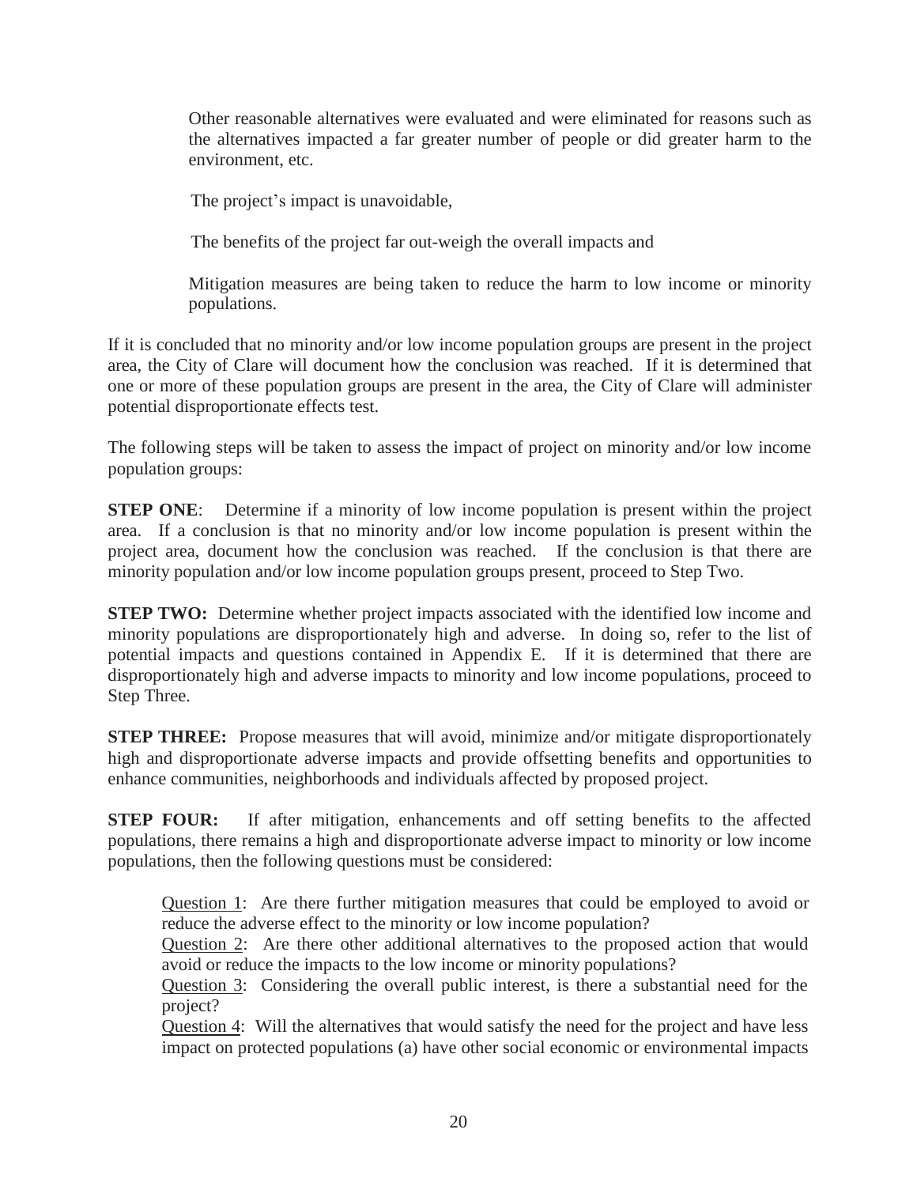Other reasonable alternatives were evaluated and were eliminated for reasons such as the alternatives impacted a far greater number of people or did greater harm to the environment, etc.

The project's impact is unavoidable,

The benefits of the project far out-weigh the overall impacts and

Mitigation measures are being taken to reduce the harm to low income or minority populations.

If it is concluded that no minority and/or low income population groups are present in the project area, the City of Clare will document how the conclusion was reached. If it is determined that one or more of these population groups are present in the area, the City of Clare will administer potential disproportionate effects test.

The following steps will be taken to assess the impact of project on minority and/or low income population groups:

**STEP ONE**: Determine if a minority of low income population is present within the project area. If a conclusion is that no minority and/or low income population is present within the project area, document how the conclusion was reached. If the conclusion is that there are minority population and/or low income population groups present, proceed to Step Two.

**STEP TWO:** Determine whether project impacts associated with the identified low income and minority populations are disproportionately high and adverse. In doing so, refer to the list of potential impacts and questions contained in Appendix E. If it is determined that there are disproportionately high and adverse impacts to minority and low income populations, proceed to Step Three.

**STEP THREE:** Propose measures that will avoid, minimize and/or mitigate disproportionately high and disproportionate adverse impacts and provide offsetting benefits and opportunities to enhance communities, neighborhoods and individuals affected by proposed project.

**STEP FOUR:** If after mitigation, enhancements and off setting benefits to the affected populations, there remains a high and disproportionate adverse impact to minority or low income populations, then the following questions must be considered:

Question 1: Are there further mitigation measures that could be employed to avoid or reduce the adverse effect to the minority or low income population?
Question 2: Are there other additional alternatives to the proposed action that would avoid or reduce the impacts to the low income or minority populations?
Question 3: Considering the overall public interest, is there a substantial need for the project?
Question 4: Will the alternatives that would satisfy the need for the project and have less impact on protected populations (a) have other social economic or environmental impacts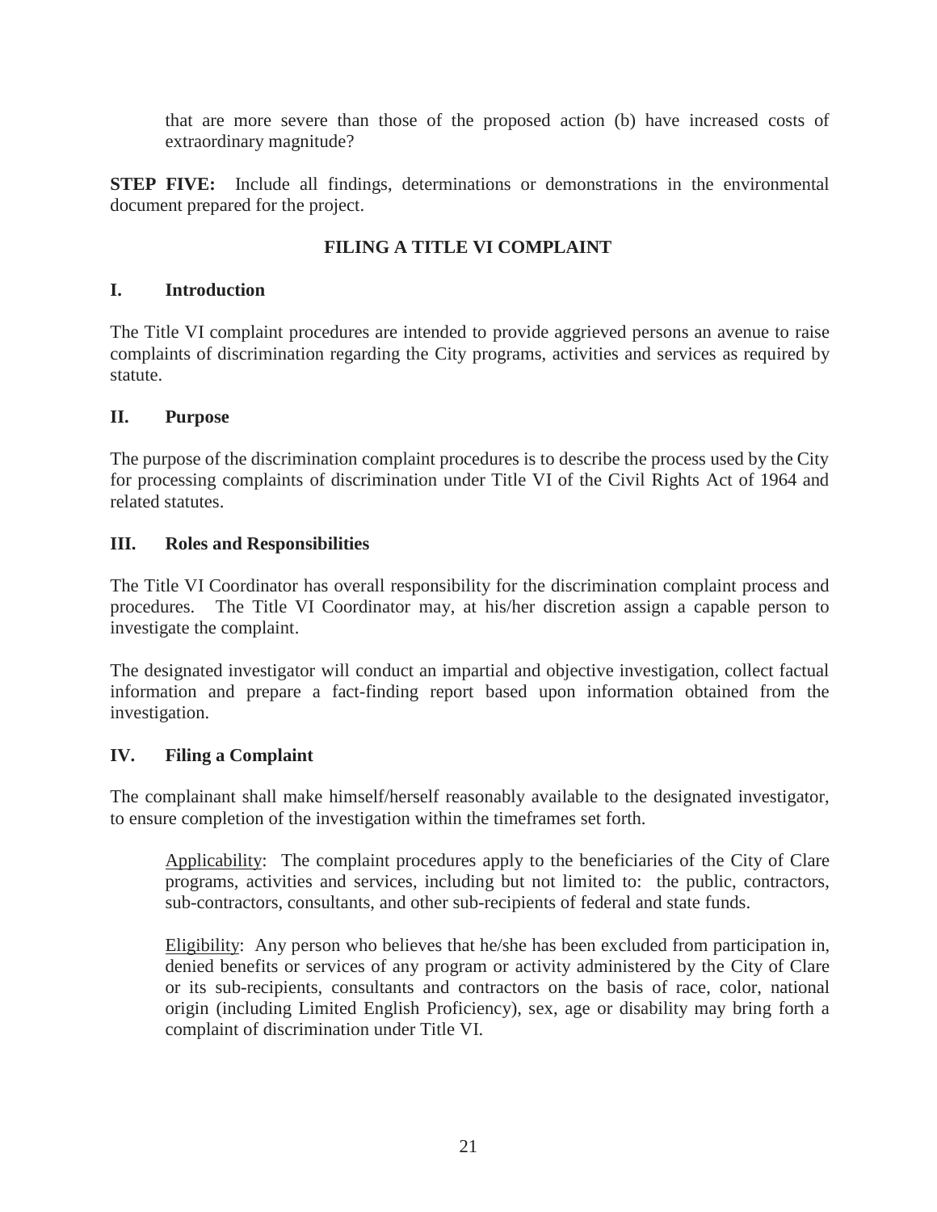that are more severe than those of the proposed action (b) have increased costs of extraordinary magnitude?

**STEP FIVE:** Include all findings, determinations or demonstrations in the environmental document prepared for the project.

## FILING A TITLE VI COMPLAINT

### I. Introduction

The Title VI complaint procedures are intended to provide aggrieved persons an avenue to raise complaints of discrimination regarding the City programs, activities and services as required by statute.

### II. Purpose

The purpose of the discrimination complaint procedures is to describe the process used by the City for processing complaints of discrimination under Title VI of the Civil Rights Act of 1964 and related statutes.

### III. Roles and Responsibilities

The Title VI Coordinator has overall responsibility for the discrimination complaint process and procedures. The Title VI Coordinator may, at his/her discretion assign a capable person to investigate the complaint.

The designated investigator will conduct an impartial and objective investigation, collect factual information and prepare a fact-finding report based upon information obtained from the investigation.

### IV. Filing a Complaint

The complainant shall make himself/herself reasonably available to the designated investigator, to ensure completion of the investigation within the timeframes set forth.

Applicability: The complaint procedures apply to the beneficiaries of the City of Clare programs, activities and services, including but not limited to: the public, contractors, sub-contractors, consultants, and other sub-recipients of federal and state funds.

Eligibility: Any person who believes that he/she has been excluded from participation in, denied benefits or services of any program or activity administered by the City of Clare or its sub-recipients, consultants and contractors on the basis of race, color, national origin (including Limited English Proficiency), sex, age or disability may bring forth a complaint of discrimination under Title VI.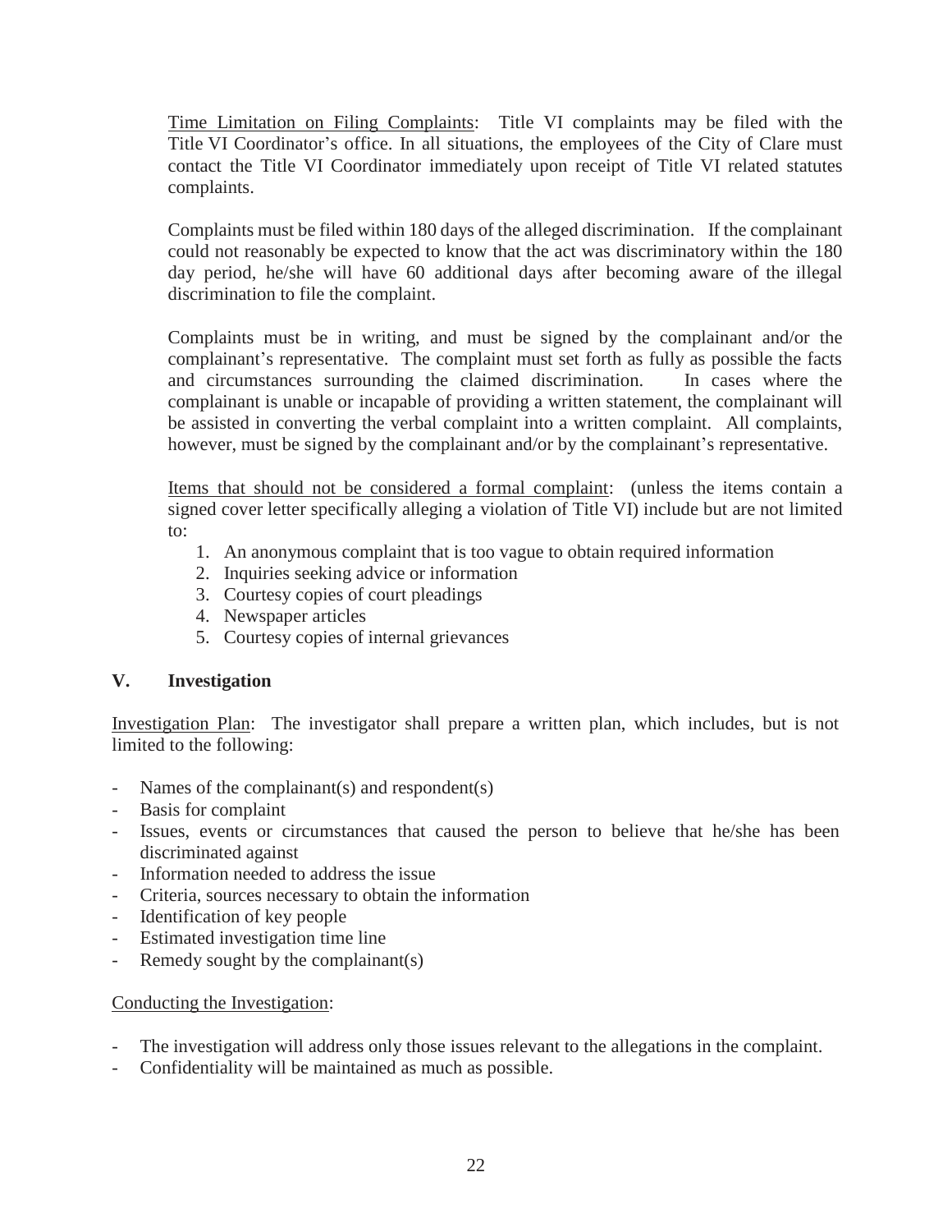Time Limitation on Filing Complaints: Title VI complaints may be filed with the Title VI Coordinator's office. In all situations, the employees of the City of Clare must contact the Title VI Coordinator immediately upon receipt of Title VI related statutes complaints.

Complaints must be filed within 180 days of the alleged discrimination. If the complainant could not reasonably be expected to know that the act was discriminatory within the 180 day period, he/she will have 60 additional days after becoming aware of the illegal discrimination to file the complaint.

Complaints must be in writing, and must be signed by the complainant and/or the complainant's representative. The complaint must set forth as fully as possible the facts and circumstances surrounding the claimed discrimination. In cases where the complainant is unable or incapable of providing a written statement, the complainant will be assisted in converting the verbal complaint into a written complaint. All complaints, however, must be signed by the complainant and/or by the complainant's representative.

Items that should not be considered a formal complaint: (unless the items contain a signed cover letter specifically alleging a violation of Title VI) include but are not limited to:

1. An anonymous complaint that is too vague to obtain required information
2. Inquiries seeking advice or information
3. Courtesy copies of court pleadings
4. Newspaper articles
5. Courtesy copies of internal grievances

## V. Investigation

Investigation Plan: The investigator shall prepare a written plan, which includes, but is not limited to the following:

- Names of the complainant(s) and respondent(s)
- Basis for complaint
- Issues, events or circumstances that caused the person to believe that he/she has been discriminated against
- Information needed to address the issue
- Criteria, sources necessary to obtain the information
- Identification of key people
- Estimated investigation time line
- Remedy sought by the complainant(s)

Conducting the Investigation:

- The investigation will address only those issues relevant to the allegations in the complaint.
- Confidentiality will be maintained as much as possible.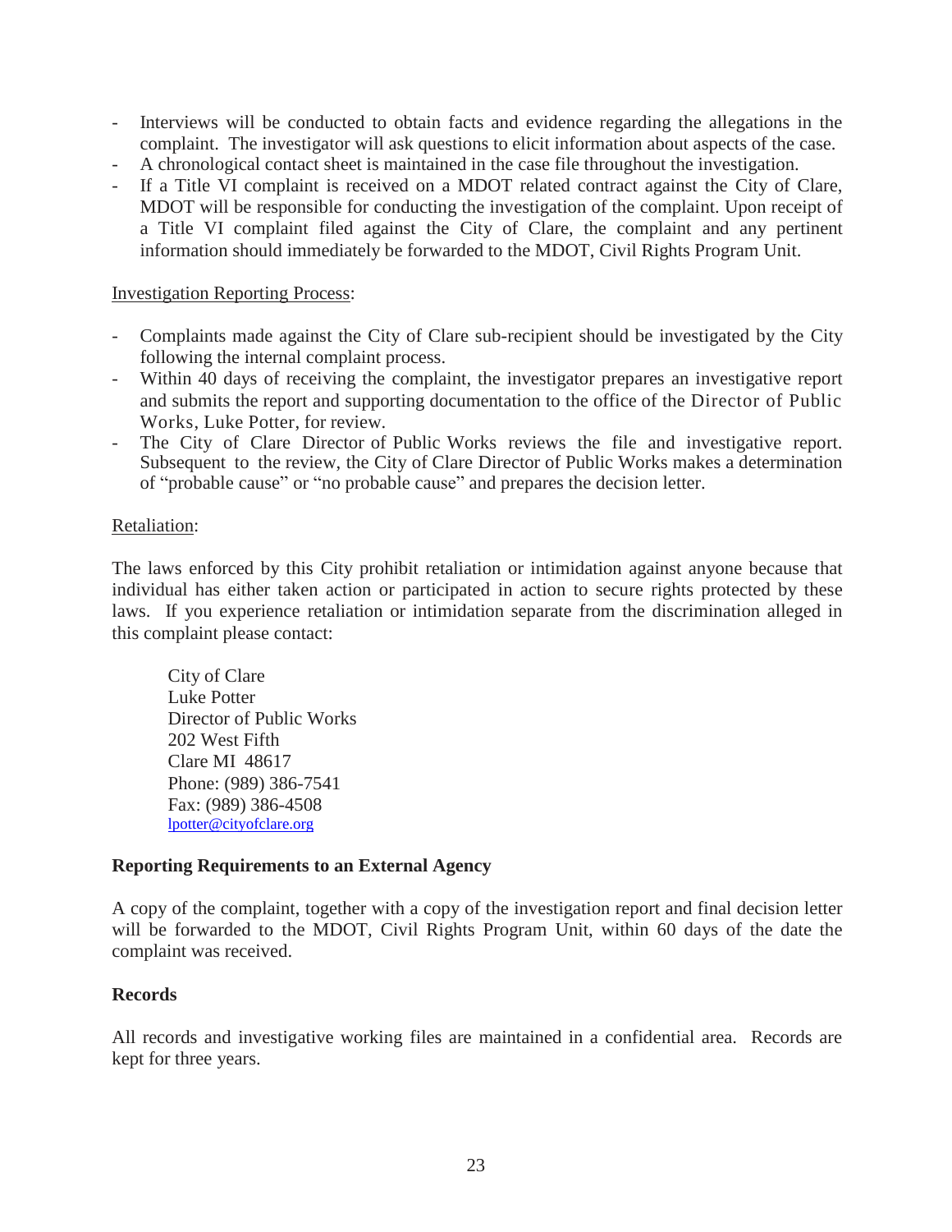- Interviews will be conducted to obtain facts and evidence regarding the allegations in the complaint. The investigator will ask questions to elicit information about aspects of the case.
- A chronological contact sheet is maintained in the case file throughout the investigation.
- If a Title VI complaint is received on a MDOT related contract against the City of Clare, MDOT will be responsible for conducting the investigation of the complaint. Upon receipt of a Title VI complaint filed against the City of Clare, the complaint and any pertinent information should immediately be forwarded to the MDOT, Civil Rights Program Unit.

<u>Investigation Reporting Process</u>:

- Complaints made against the City of Clare sub-recipient should be investigated by the City following the internal complaint process.
- Within 40 days of receiving the complaint, the investigator prepares an investigative report and submits the report and supporting documentation to the office of the Director of Public Works, Luke Potter, for review.
- The City of Clare Director of Public Works reviews the file and investigative report. Subsequent to the review, the City of Clare Director of Public Works makes a determination of "probable cause" or "no probable cause" and prepares the decision letter.

<u>Retaliation</u>:

The laws enforced by this City prohibit retaliation or intimidation against anyone because that individual has either taken action or participated in action to secure rights protected by these laws. If you experience retaliation or intimidation separate from the discrimination alleged in this complaint please contact:

City of Clare
Luke Potter
Director of Public Works
202 West Fifth
Clare MI 48617
Phone: (989) 386-7541
Fax: (989) 386-4508
lpotter@cityofclare.org

**Reporting Requirements to an External Agency**

A copy of the complaint, together with a copy of the investigation report and final decision letter will be forwarded to the MDOT, Civil Rights Program Unit, within 60 days of the date the complaint was received.

**Records**

All records and investigative working files are maintained in a confidential area. Records are kept for three years.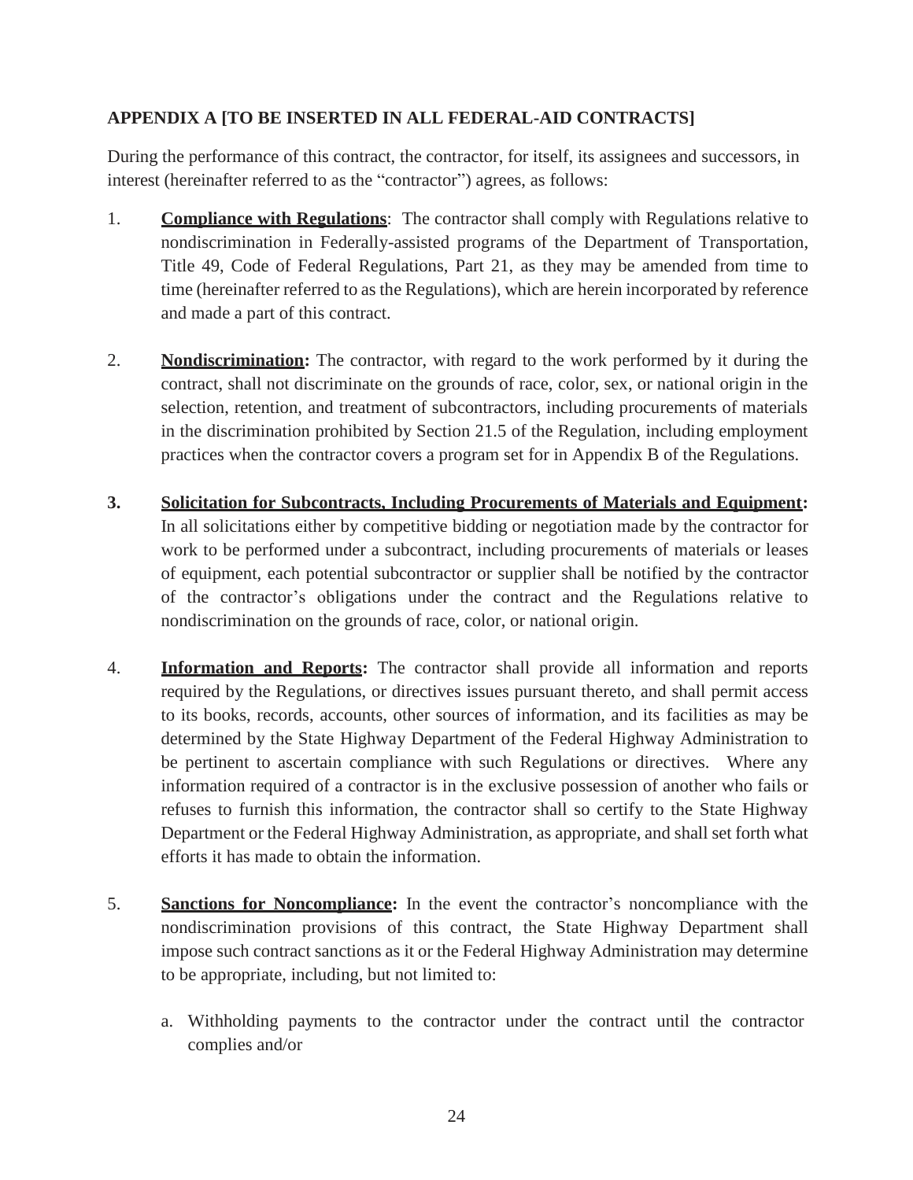**APPENDIX A [TO BE INSERTED IN ALL FEDERAL-AID CONTRACTS]**

During the performance of this contract, the contractor, for itself, its assignees and successors, in interest (hereinafter referred to as the "contractor") agrees, as follows:

1. **Compliance with Regulations**: The contractor shall comply with Regulations relative to nondiscrimination in Federally-assisted programs of the Department of Transportation, Title 49, Code of Federal Regulations, Part 21, as they may be amended from time to time (hereinafter referred to as the Regulations), which are herein incorporated by reference and made a part of this contract.

2. **Nondiscrimination:** The contractor, with regard to the work performed by it during the contract, shall not discriminate on the grounds of race, color, sex, or national origin in the selection, retention, and treatment of subcontractors, including procurements of materials in the discrimination prohibited by Section 21.5 of the Regulation, including employment practices when the contractor covers a program set for in Appendix B of the Regulations.

3. **Solicitation for Subcontracts, Including Procurements of Materials and Equipment:** In all solicitations either by competitive bidding or negotiation made by the contractor for work to be performed under a subcontract, including procurements of materials or leases of equipment, each potential subcontractor or supplier shall be notified by the contractor of the contractor's obligations under the contract and the Regulations relative to nondiscrimination on the grounds of race, color, or national origin.

4. **Information and Reports:** The contractor shall provide all information and reports required by the Regulations, or directives issues pursuant thereto, and shall permit access to its books, records, accounts, other sources of information, and its facilities as may be determined by the State Highway Department of the Federal Highway Administration to be pertinent to ascertain compliance with such Regulations or directives. Where any information required of a contractor is in the exclusive possession of another who fails or refuses to furnish this information, the contractor shall so certify to the State Highway Department or the Federal Highway Administration, as appropriate, and shall set forth what efforts it has made to obtain the information.

5. **Sanctions for Noncompliance:** In the event the contractor's noncompliance with the nondiscrimination provisions of this contract, the State Highway Department shall impose such contract sanctions as it or the Federal Highway Administration may determine to be appropriate, including, but not limited to:

   a. Withholding payments to the contractor under the contract until the contractor complies and/or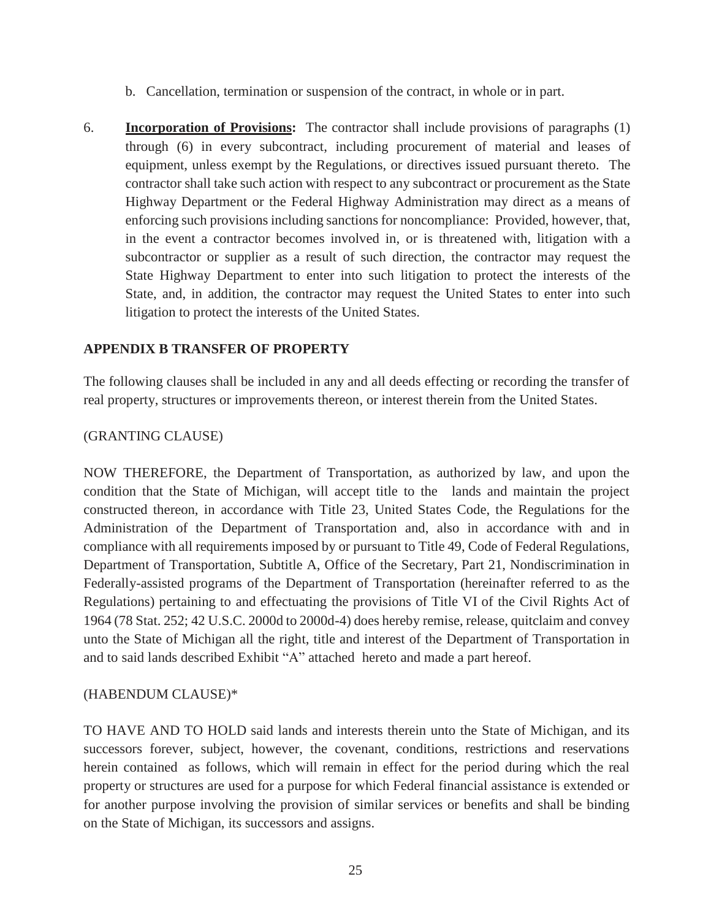b. Cancellation, termination or suspension of the contract, in whole or in part.

6. **Incorporation of Provisions:** The contractor shall include provisions of paragraphs (1) through (6) in every subcontract, including procurement of material and leases of equipment, unless exempt by the Regulations, or directives issued pursuant thereto. The contractor shall take such action with respect to any subcontract or procurement as the State Highway Department or the Federal Highway Administration may direct as a means of enforcing such provisions including sanctions for noncompliance: Provided, however, that, in the event a contractor becomes involved in, or is threatened with, litigation with a subcontractor or supplier as a result of such direction, the contractor may request the State Highway Department to enter into such litigation to protect the interests of the State, and, in addition, the contractor may request the United States to enter into such litigation to protect the interests of the United States.

**APPENDIX B TRANSFER OF PROPERTY**

The following clauses shall be included in any and all deeds effecting or recording the transfer of real property, structures or improvements thereon, or interest therein from the United States.

(GRANTING CLAUSE)

NOW THEREFORE, the Department of Transportation, as authorized by law, and upon the condition that the State of Michigan, will accept title to the lands and maintain the project constructed thereon, in accordance with Title 23, United States Code, the Regulations for the Administration of the Department of Transportation and, also in accordance with and in compliance with all requirements imposed by or pursuant to Title 49, Code of Federal Regulations, Department of Transportation, Subtitle A, Office of the Secretary, Part 21, Nondiscrimination in Federally-assisted programs of the Department of Transportation (hereinafter referred to as the Regulations) pertaining to and effectuating the provisions of Title VI of the Civil Rights Act of 1964 (78 Stat. 252; 42 U.S.C. 2000d to 2000d-4) does hereby remise, release, quitclaim and convey unto the State of Michigan all the right, title and interest of the Department of Transportation in and to said lands described Exhibit "A" attached hereto and made a part hereof.

(HABENDUM CLAUSE)*

TO HAVE AND TO HOLD said lands and interests therein unto the State of Michigan, and its successors forever, subject, however, the covenant, conditions, restrictions and reservations herein contained as follows, which will remain in effect for the period during which the real property or structures are used for a purpose for which Federal financial assistance is extended or for another purpose involving the provision of similar services or benefits and shall be binding on the State of Michigan, its successors and assigns.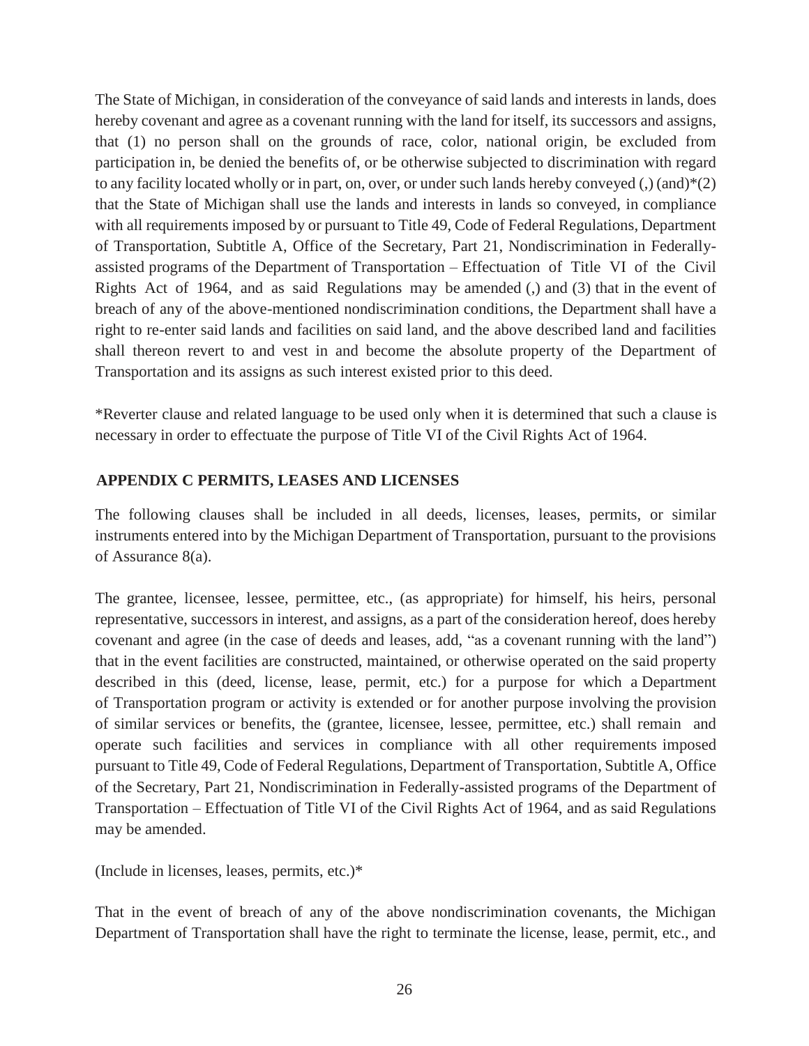The State of Michigan, in consideration of the conveyance of said lands and interests in lands, does hereby covenant and agree as a covenant running with the land for itself, its successors and assigns, that (1) no person shall on the grounds of race, color, national origin, be excluded from participation in, be denied the benefits of, or be otherwise subjected to discrimination with regard to any facility located wholly or in part, on, over, or under such lands hereby conveyed (,) (and)*(2) that the State of Michigan shall use the lands and interests in lands so conveyed, in compliance with all requirements imposed by or pursuant to Title 49, Code of Federal Regulations, Department of Transportation, Subtitle A, Office of the Secretary, Part 21, Nondiscrimination in Federally-assisted programs of the Department of Transportation – Effectuation of Title VI of the Civil Rights Act of 1964, and as said Regulations may be amended (,) and (3) that in the event of breach of any of the above-mentioned nondiscrimination conditions, the Department shall have a right to re-enter said lands and facilities on said land, and the above described land and facilities shall thereon revert to and vest in and become the absolute property of the Department of Transportation and its assigns as such interest existed prior to this deed.

*Reverter clause and related language to be used only when it is determined that such a clause is necessary in order to effectuate the purpose of Title VI of the Civil Rights Act of 1964.

## APPENDIX C PERMITS, LEASES AND LICENSES

The following clauses shall be included in all deeds, licenses, leases, permits, or similar instruments entered into by the Michigan Department of Transportation, pursuant to the provisions of Assurance 8(a).

The grantee, licensee, lessee, permittee, etc., (as appropriate) for himself, his heirs, personal representative, successors in interest, and assigns, as a part of the consideration hereof, does hereby covenant and agree (in the case of deeds and leases, add, "as a covenant running with the land") that in the event facilities are constructed, maintained, or otherwise operated on the said property described in this (deed, license, lease, permit, etc.) for a purpose for which a Department of Transportation program or activity is extended or for another purpose involving the provision of similar services or benefits, the (grantee, licensee, lessee, permittee, etc.) shall remain and operate such facilities and services in compliance with all other requirements imposed pursuant to Title 49, Code of Federal Regulations, Department of Transportation, Subtitle A, Office of the Secretary, Part 21, Nondiscrimination in Federally-assisted programs of the Department of Transportation – Effectuation of Title VI of the Civil Rights Act of 1964, and as said Regulations may be amended.

(Include in licenses, leases, permits, etc.)*

That in the event of breach of any of the above nondiscrimination covenants, the Michigan Department of Transportation shall have the right to terminate the license, lease, permit, etc., and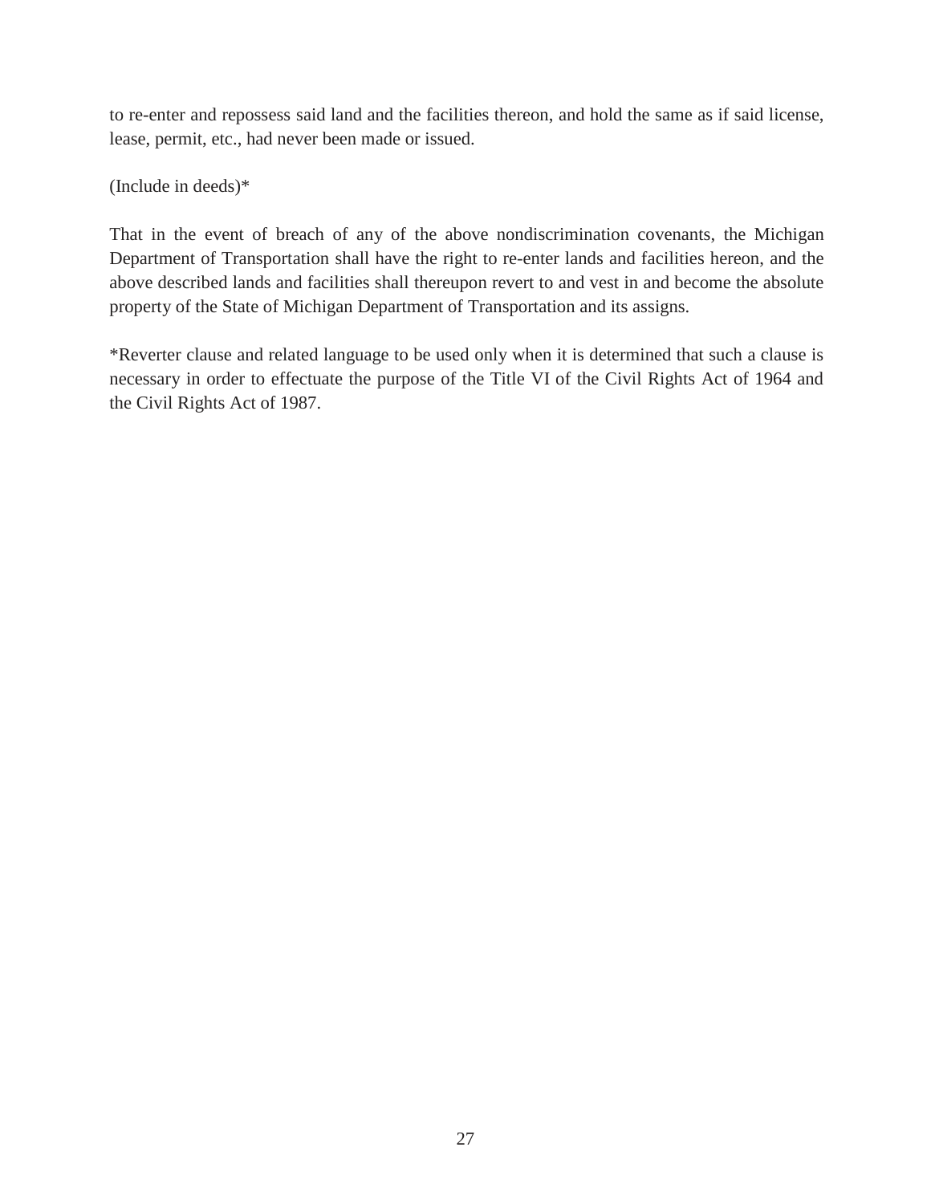to re-enter and repossess said land and the facilities thereon, and hold the same as if said license, lease, permit, etc., had never been made or issued.

(Include in deeds)*

That in the event of breach of any of the above nondiscrimination covenants, the Michigan Department of Transportation shall have the right to re-enter lands and facilities hereon, and the above described lands and facilities shall thereupon revert to and vest in and become the absolute property of the State of Michigan Department of Transportation and its assigns.

*Reverter clause and related language to be used only when it is determined that such a clause is necessary in order to effectuate the purpose of the Title VI of the Civil Rights Act of 1964 and the Civil Rights Act of 1987.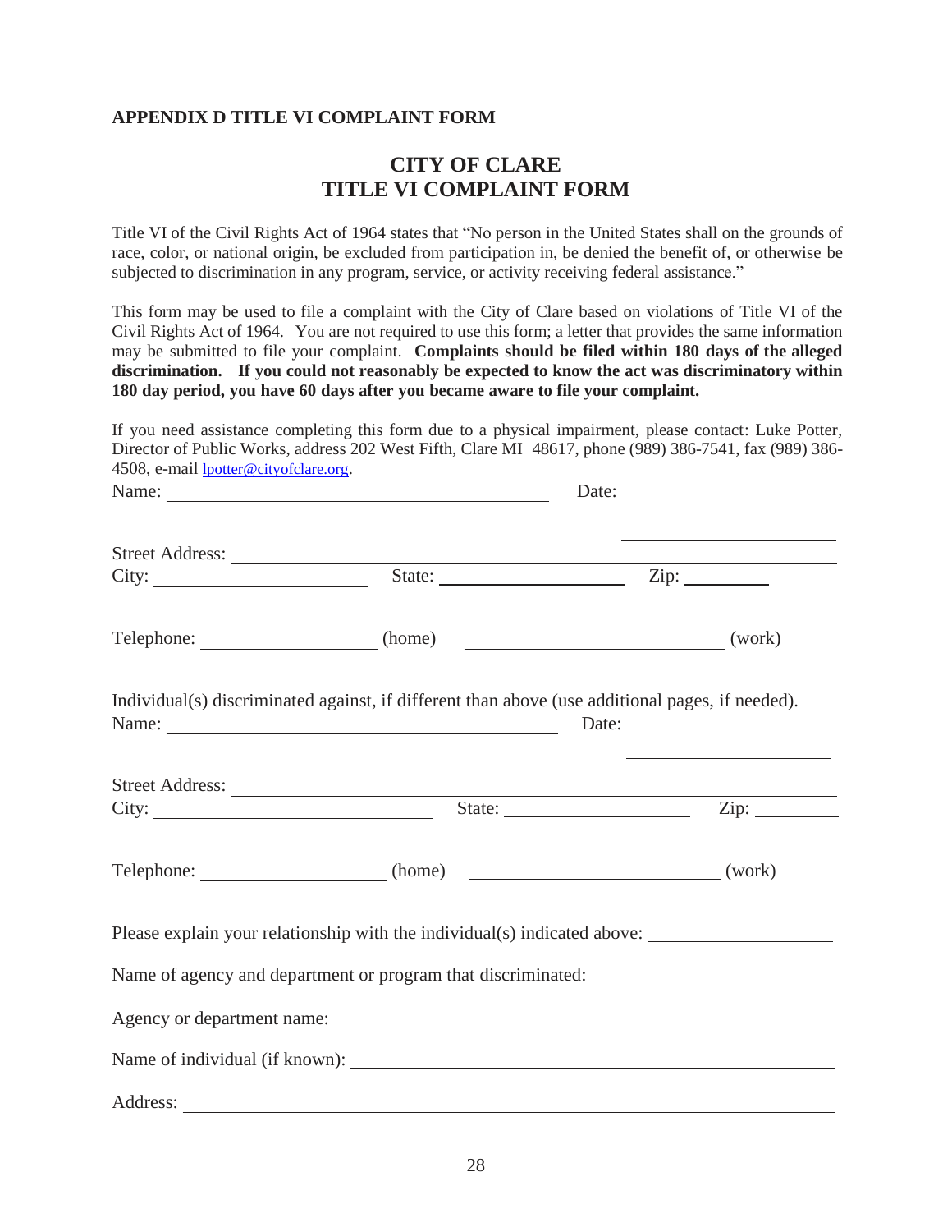**APPENDIX D TITLE VI COMPLAINT FORM**

# CITY OF CLARE
# TITLE VI COMPLAINT FORM

Title VI of the Civil Rights Act of 1964 states that "No person in the United States shall on the grounds of race, color, or national origin, be excluded from participation in, be denied the benefit of, or otherwise be subjected to discrimination in any program, service, or activity receiving federal assistance."

This form may be used to file a complaint with the City of Clare based on violations of Title VI of the Civil Rights Act of 1964. You are not required to use this form; a letter that provides the same information may be submitted to file your complaint. **Complaints should be filed within 180 days of the alleged discrimination. If you could not reasonably be expected to know the act was discriminatory within 180 day period, you have 60 days after you became aware to file your complaint.**

If you need assistance completing this form due to a physical impairment, please contact: Luke Potter, Director of Public Works, address 202 West Fifth, Clare MI 48617, phone (989) 386-7541, fax (989) 386-4508, e-mail lpotter@cityofclare.org.

Name: ______________________________ Date: ______________

Street Address: ______________________________________________

City: ________________ State: ________________ Zip: __________

Telephone: ______________ (home) ______________________ (work)

Individual(s) discriminated against, if different than above (use additional pages, if needed).

Name: ______________________________ Date: ______________

Street Address: ______________________________________________

City: ________________ State: ________________ Zip: __________

Telephone: ______________ (home) ______________________ (work)

Please explain your relationship with the individual(s) indicated above: ______________

Name of agency and department or program that discriminated:

Agency or department name: ______________________________________

Name of individual (if known): ______________________________________

Address: ______________________________________________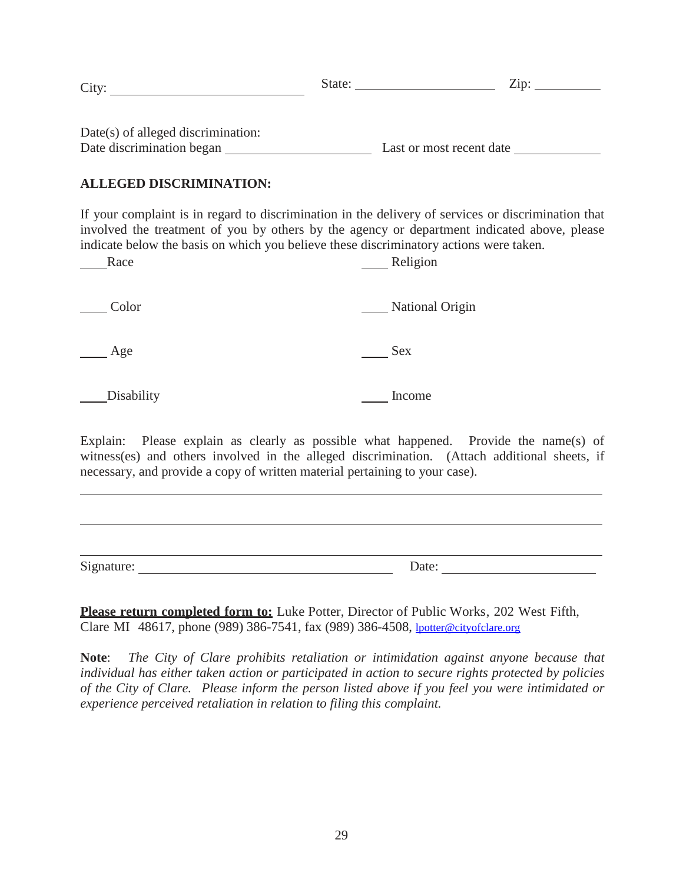City: ____________________________ State: ____________________ Zip: __________

Date(s) of alleged discrimination:
Date discrimination began _____________________ Last or most recent date ____________

**ALLEGED DISCRIMINATION:**

If your complaint is in regard to discrimination in the delivery of services or discrimination that involved the treatment of you by others by the agency or department indicated above, please indicate below the basis on which you believe these discriminatory actions were taken.

____Race ____ Religion

____ Color ____ National Origin

____ Age ____ Sex

____Disability ____ Income

Explain: Please explain as clearly as possible what happened. Provide the name(s) of witness(es) and others involved in the alleged discrimination. (Attach additional sheets, if necessary, and provide a copy of written material pertaining to your case).

___________________________________________________________________________

___________________________________________________________________________

___________________________________________________________________________

Signature: ______________________________________ Date: ______________________

**Please return completed form to:** Luke Potter, Director of Public Works, 202 West Fifth, Clare MI 48617, phone (989) 386-7541, fax (989) 386-4508, lpotter@cityofclare.org

**Note**: *The City of Clare prohibits retaliation or intimidation against anyone because that individual has either taken action or participated in action to secure rights protected by policies of the City of Clare. Please inform the person listed above if you feel you were intimidated or experience perceived retaliation in relation to filing this complaint.*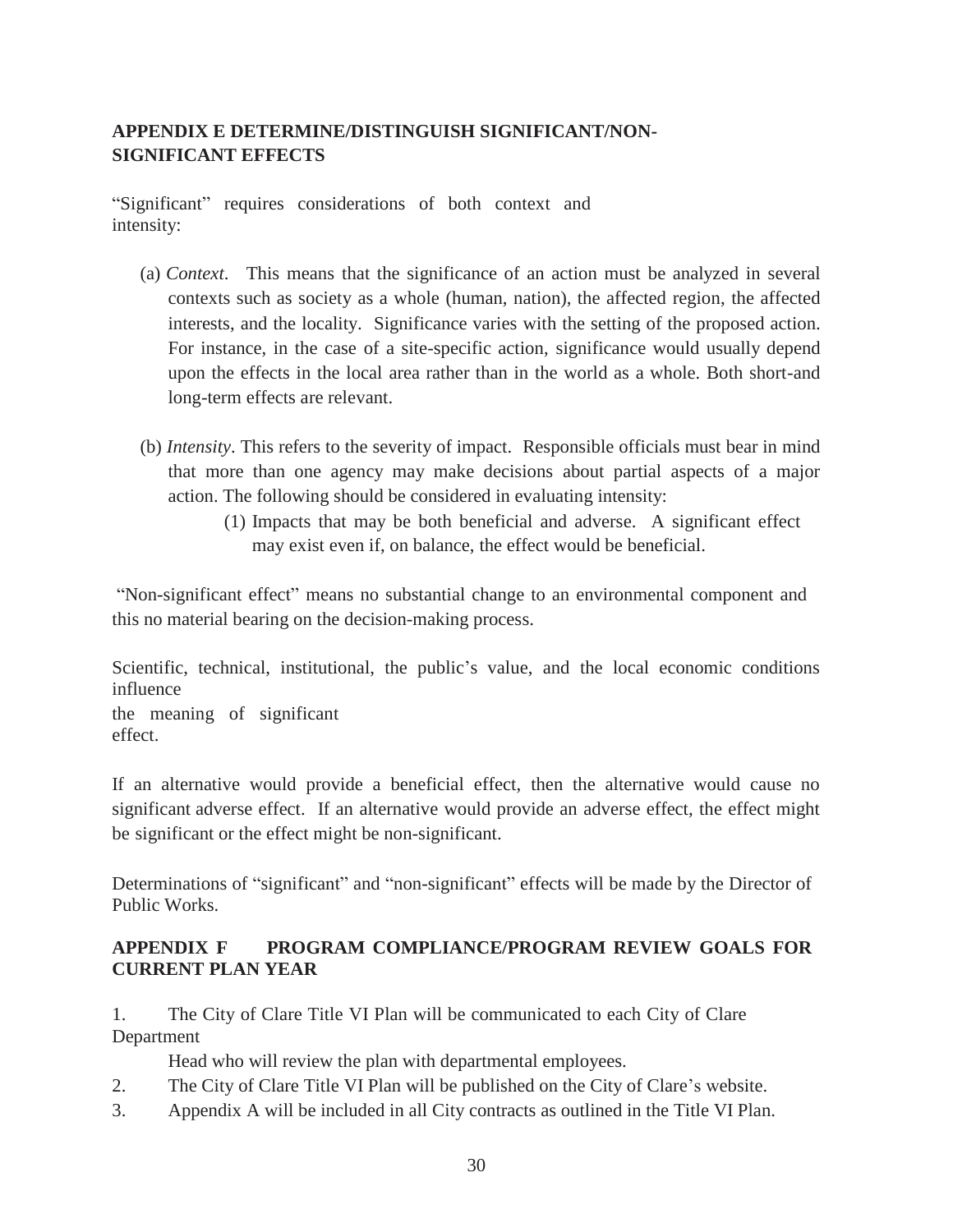## APPENDIX E DETERMINE/DISTINGUISH SIGNIFICANT/NON-SIGNIFICANT EFFECTS

"Significant" requires considerations of both context and intensity:

(a) *Context*. This means that the significance of an action must be analyzed in several contexts such as society as a whole (human, nation), the affected region, the affected interests, and the locality. Significance varies with the setting of the proposed action. For instance, in the case of a site-specific action, significance would usually depend upon the effects in the local area rather than in the world as a whole. Both short-and long-term effects are relevant.

(b) *Intensity*. This refers to the severity of impact. Responsible officials must bear in mind that more than one agency may make decisions about partial aspects of a major action. The following should be considered in evaluating intensity:

(1) Impacts that may be both beneficial and adverse. A significant effect may exist even if, on balance, the effect would be beneficial.

"Non-significant effect" means no substantial change to an environmental component and this no material bearing on the decision-making process.

Scientific, technical, institutional, the public's value, and the local economic conditions influence the meaning of significant effect.

If an alternative would provide a beneficial effect, then the alternative would cause no significant adverse effect. If an alternative would provide an adverse effect, the effect might be significant or the effect might be non-significant.

Determinations of "significant" and "non-significant" effects will be made by the Director of Public Works.

## APPENDIX F PROGRAM COMPLIANCE/PROGRAM REVIEW GOALS FOR CURRENT PLAN YEAR

1. The City of Clare Title VI Plan will be communicated to each City of Clare Department Head who will review the plan with departmental employees.
2. The City of Clare Title VI Plan will be published on the City of Clare's website.
3. Appendix A will be included in all City contracts as outlined in the Title VI Plan.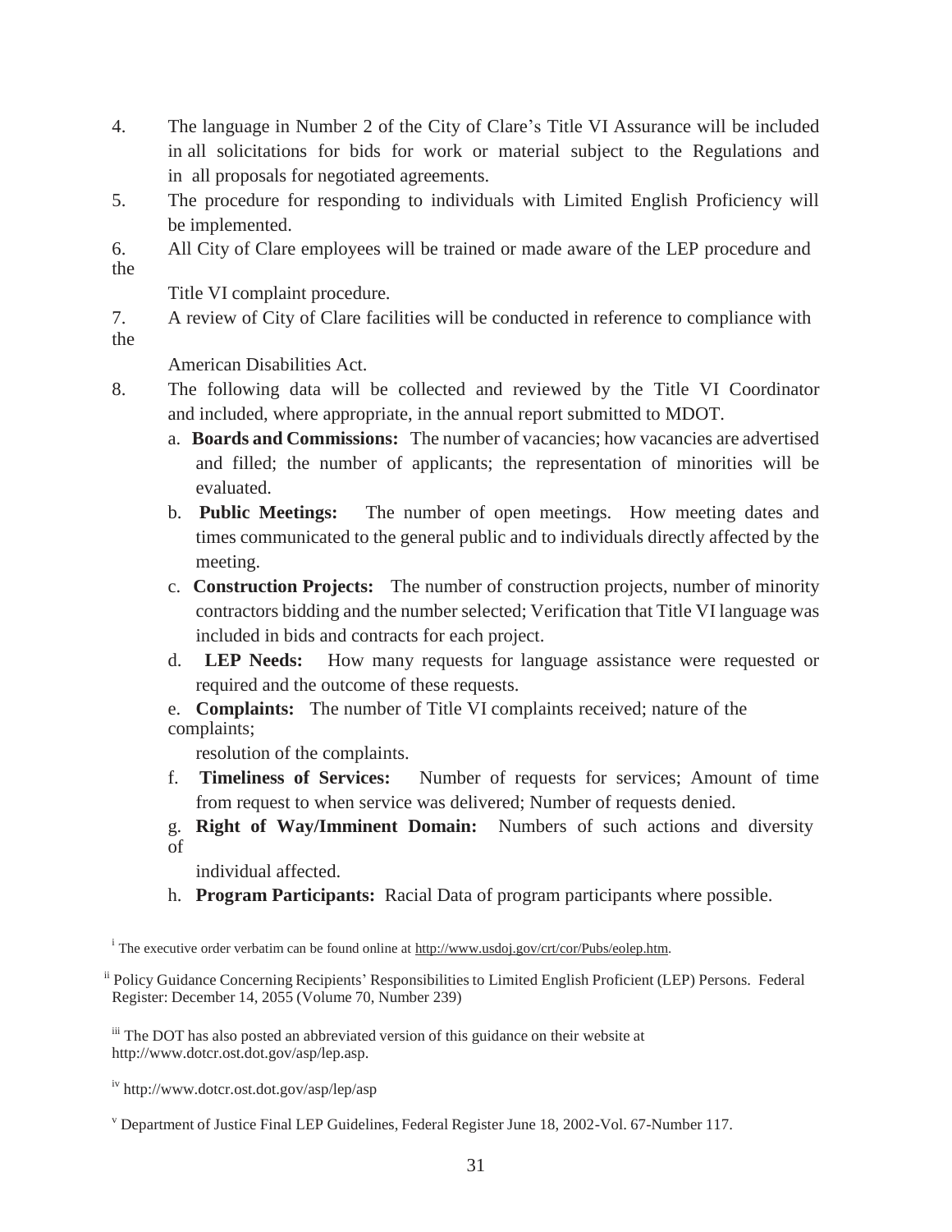4. The language in Number 2 of the City of Clare's Title VI Assurance will be included in all solicitations for bids for work or material subject to the Regulations and in all proposals for negotiated agreements.
5. The procedure for responding to individuals with Limited English Proficiency will be implemented.
6. All City of Clare employees will be trained or made aware of the LEP procedure and the Title VI complaint procedure.
7. A review of City of Clare facilities will be conducted in reference to compliance with the American Disabilities Act.
8. The following data will be collected and reviewed by the Title VI Coordinator and included, where appropriate, in the annual report submitted to MDOT.
   a. **Boards and Commissions:** The number of vacancies; how vacancies are advertised and filled; the number of applicants; the representation of minorities will be evaluated.
   b. **Public Meetings:** The number of open meetings. How meeting dates and times communicated to the general public and to individuals directly affected by the meeting.
   c. **Construction Projects:** The number of construction projects, number of minority contractors bidding and the number selected; Verification that Title VI language was included in bids and contracts for each project.
   d. **LEP Needs:** How many requests for language assistance were requested or required and the outcome of these requests.
   e. **Complaints:** The number of Title VI complaints received; nature of the complaints; resolution of the complaints.
   f. **Timeliness of Services:** Number of requests for services; Amount of time from request to when service was delivered; Number of requests denied.
   g. **Right of Way/Imminent Domain:** Numbers of such actions and diversity of individual affected.
   h. **Program Participants:** Racial Data of program participants where possible.

[i] The executive order verbatim can be found online at http://www.usdoj.gov/crt/cor/Pubs/eolep.htm.

[ii] Policy Guidance Concerning Recipients' Responsibilities to Limited English Proficient (LEP) Persons. Federal Register: December 14, 2055 (Volume 70, Number 239)

[iii] The DOT has also posted an abbreviated version of this guidance on their website at http://www.dotcr.ost.dot.gov/asp/lep.asp.

[iv] http://www.dotcr.ost.dot.gov/asp/lep/asp

[v] Department of Justice Final LEP Guidelines, Federal Register June 18, 2002-Vol. 67-Number 117.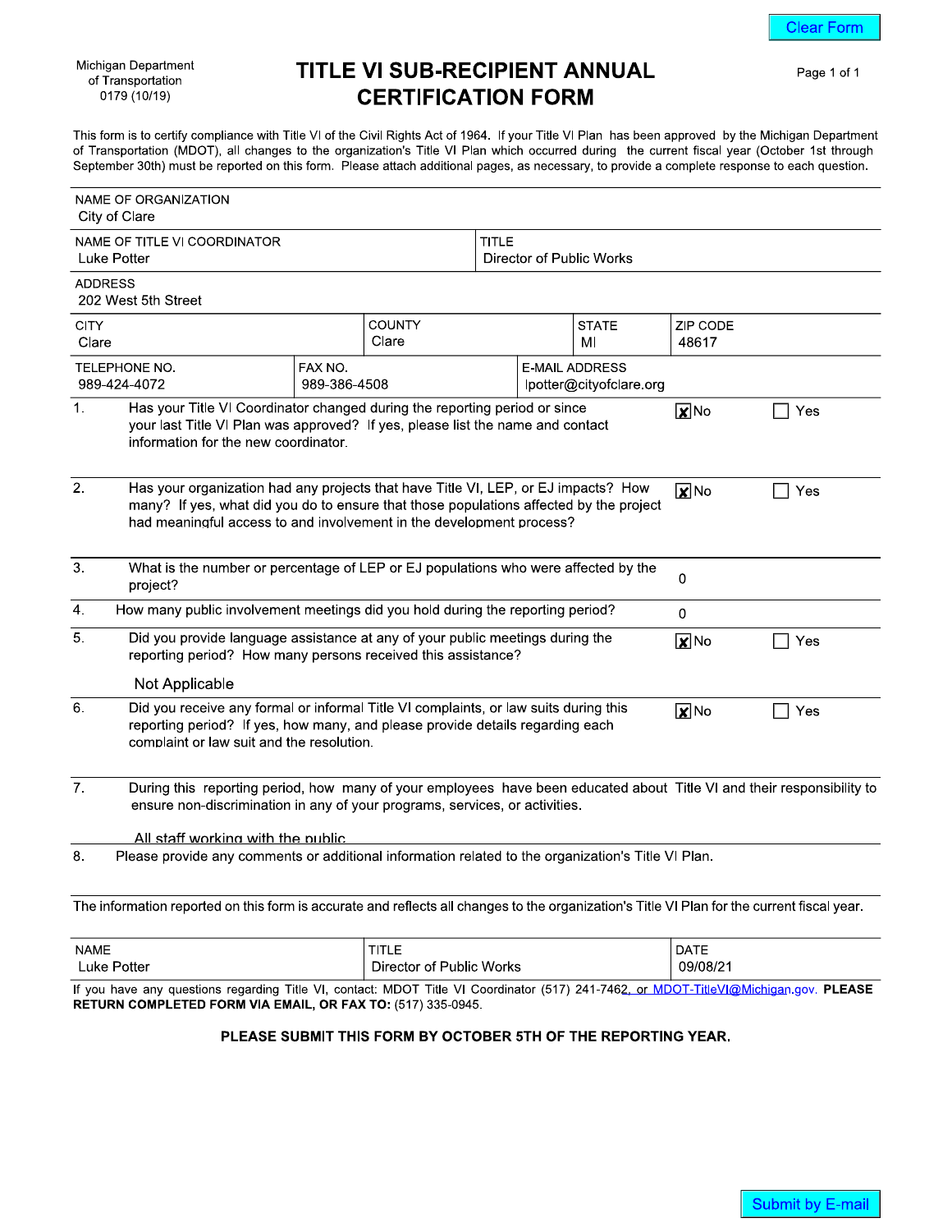Michigan Department of Transportation
0179 (10/19)

# TITLE VI SUB-RECIPIENT ANNUAL CERTIFICATION FORM

This form is to certify compliance with Title VI of the Civil Rights Act of 1964. If your Title VI Plan has been approved by the Michigan Department of Transportation (MDOT), all changes to the organization's Title VI Plan which occurred during the current fiscal year (October 1st through September 30th) must be reported on this form. Please attach additional pages, as necessary, to provide a complete response to each question.

| | | | |
|---|---|---|---|
| NAME OF ORGANIZATION<br>City of Clare | | | |
| NAME OF TITLE VI COORDINATOR<br>Luke Potter | | TITLE<br>Director of Public Works | |
| ADDRESS<br>202 West 5th Street | | | |
| CITY<br>Clare | COUNTY<br>Clare | STATE<br>MI | ZIP CODE<br>48617 |
| TELEPHONE NO.<br>989-424-4072 | FAX NO.<br>989-386-4508 | E-MAIL ADDRESS<br>lpotter@cityofclare.org | |

1. Has your Title VI Coordinator changed during the reporting period or since your last Title VI Plan was approved? If yes, please list the name and contact information for the new coordinator.
   ☒ No ☐ Yes

2. Has your organization had any projects that have Title VI, LEP, or EJ impacts? How many? If yes, what did you do to ensure that those populations affected by the project had meaningful access to and involvement in the development process?
   ☒ No ☐ Yes

3. What is the number or percentage of LEP or EJ populations who were affected by the project?
   0

4. How many public involvement meetings did you hold during the reporting period?
   0

5. Did you provide language assistance at any of your public meetings during the reporting period? How many persons received this assistance?
   ☒ No ☐ Yes

   Not Applicable

6. Did you receive any formal or informal Title VI complaints, or law suits during this reporting period? If yes, how many, and please provide details regarding each complaint or law suit and the resolution.
   ☒ No ☐ Yes

7. During this reporting period, how many of your employees have been educated about Title VI and their responsibility to ensure non-discrimination in any of your programs, services, or activities.

   All staff working with the public

8. Please provide any comments or additional information related to the organization's Title VI Plan.

The information reported on this form is accurate and reflects all changes to the organization's Title VI Plan for the current fiscal year.

| NAME | TITLE | DATE |
|---|---|---|
| Luke Potter | Director of Public Works | 09/08/21 |

If you have any questions regarding Title VI, contact: MDOT Title VI Coordinator (517) 241-7462, or MDOT-TitleVI@Michigan.gov. **PLEASE RETURN COMPLETED FORM VIA EMAIL, OR FAX TO:** (517) 335-0945.

**PLEASE SUBMIT THIS FORM BY OCTOBER 5TH OF THE REPORTING YEAR.**